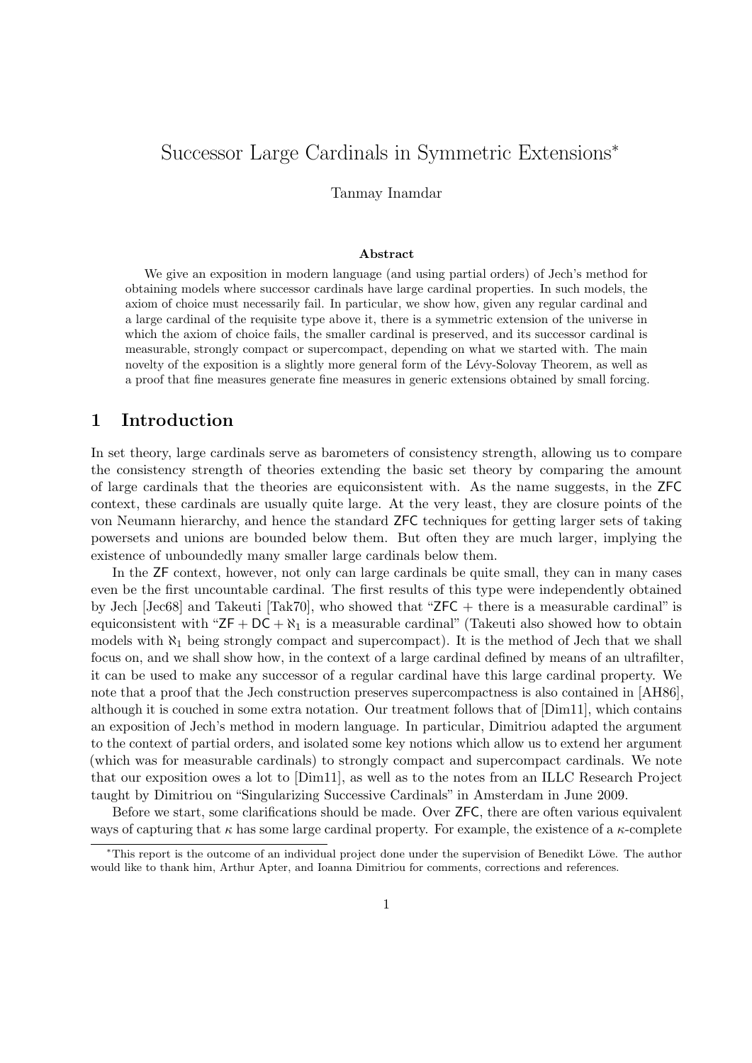# Successor Large Cardinals in Symmetric Extensions*

Tanmay Inamdar

### Abstract

We give an exposition in modern language (and using partial orders) of Jech's method for obtaining models where successor cardinals have large cardinal properties. In such models, the axiom of choice must necessarily fail. In particular, we show how, given any regular cardinal and a large cardinal of the requisite type above it, there is a symmetric extension of the universe in which the axiom of choice fails, the smaller cardinal is preserved, and its successor cardinal is measurable, strongly compact or supercompact, depending on what we started with. The main novelty of the exposition is a slightly more general form of the Lévy-Solovay Theorem, as well as a proof that fine measures generate fine measures in generic extensions obtained by small forcing.

## 1 Introduction

In set theory, large cardinals serve as barometers of consistency strength, allowing us to compare the consistency strength of theories extending the basic set theory by comparing the amount of large cardinals that the theories are equiconsistent with. As the name suggests, in the ZFC context, these cardinals are usually quite large. At the very least, they are closure points of the von Neumann hierarchy, and hence the standard ZFC techniques for getting larger sets of taking powersets and unions are bounded below them. But often they are much larger, implying the existence of unboundedly many smaller large cardinals below them.

In the ZF context, however, not only can large cardinals be quite small, they can in many cases even be the first uncountable cardinal. The first results of this type were independently obtained by Jech [Jec68] and Takeuti [Tak70], who showed that "ZFC + there is a measurable cardinal" is equiconsistent with "ZF + DC + $\aleph_1$ is a measurable cardinal" (Takeuti also showed how to obtain models with $\aleph_1$ being strongly compact and supercompact). It is the method of Jech that we shall focus on, and we shall show how, in the context of a large cardinal defined by means of an ultrafilter, it can be used to make any successor of a regular cardinal have this large cardinal property. We note that a proof that the Jech construction preserves supercompactness is also contained in [AH86], although it is couched in some extra notation. Our treatment follows that of [Dim11], which contains an exposition of Jech's method in modern language. In particular, Dimitriou adapted the argument to the context of partial orders, and isolated some key notions which allow us to extend her argument (which was for measurable cardinals) to strongly compact and supercompact cardinals. We note that our exposition owes a lot to [Dim11], as well as to the notes from an ILLC Research Project taught by Dimitriou on "Singularizing Successive Cardinals" in Amsterdam in June 2009.

Before we start, some clarifications should be made. Over ZFC, there are often various equivalent ways of capturing that $\kappa$ has some large cardinal property. For example, the existence of a $\kappa$-complete

---

*This report is the outcome of an individual project done under the supervision of Benedikt Löwe. The author would like to thank him, Arthur Apter, and Ioanna Dimitriou for comments, corrections and references.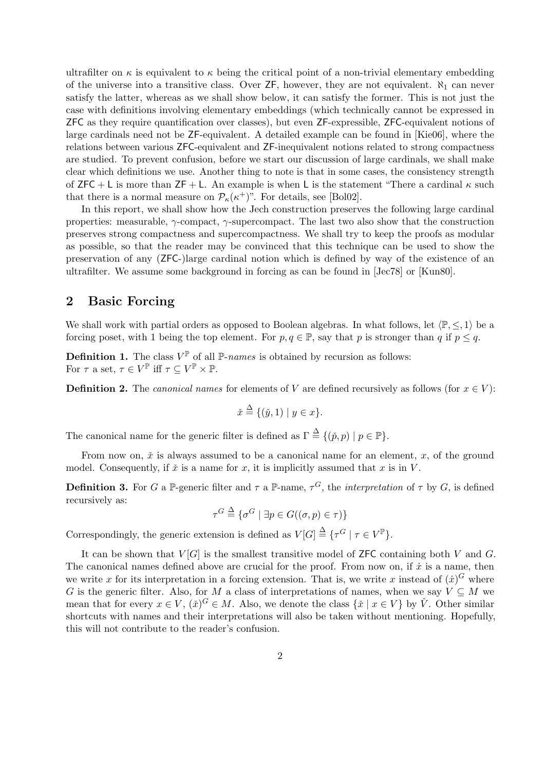ultrafilter on $\kappa$ is equivalent to $\kappa$ being the critical point of a non-trivial elementary embedding of the universe into a transitive class. Over ZF, however, they are not equivalent. $\aleph_1$ can never satisfy the latter, whereas as we shall show below, it can satisfy the former. This is not just the case with definitions involving elementary embeddings (which technically cannot be expressed in ZFC as they require quantification over classes), but even ZF-expressible, ZFC-equivalent notions of large cardinals need not be ZF-equivalent. A detailed example can be found in [Kie06], where the relations between various ZFC-equivalent and ZF-inequivalent notions related to strong compactness are studied. To prevent confusion, before we start our discussion of large cardinals, we shall make clear which definitions we use. Another thing to note is that in some cases, the consistency strength of $\mathsf{ZFC} + \mathsf{L}$ is more than $\mathsf{ZF} + \mathsf{L}$. An example is when $\mathsf{L}$ is the statement "There a cardinal $\kappa$ such that there is a normal measure on $\mathcal{P}_\kappa(\kappa^+)$". For details, see [Bol02].

In this report, we shall show how the Jech construction preserves the following large cardinal properties: measurable, $\gamma$-compact, $\gamma$-supercompact. The last two also show that the construction preserves strong compactness and supercompactness. We shall try to keep the proofs as modular as possible, so that the reader may be convinced that this technique can be used to show the preservation of any (ZFC-)large cardinal notion which is defined by way of the existence of an ultrafilter. We assume some background in forcing as can be found in [Jec78] or [Kun80].

## 2 Basic Forcing

We shall work with partial orders as opposed to Boolean algebras. In what follows, let $\langle \mathbb{P}, \leq, 1\rangle$ be a forcing poset, with 1 being the top element. For $p, q \in \mathbb{P}$, say that $p$ is stronger than $q$ if $p \leq q$.

**Definition 1.** The class $V^{\mathbb{P}}$ of all $\mathbb{P}$-*names* is obtained by recursion as follows:
For $\tau$ a set, $\tau \in V^{\mathbb{P}}$ iff $\tau \subseteq V^{\mathbb{P}} \times \mathbb{P}$.

**Definition 2.** The *canonical names* for elements of $V$ are defined recursively as follows (for $x \in V$):

$$\check{x} \triangleq \{(\check{y}, 1) \mid y \in x\}.$$

The canonical name for the generic filter is defined as $\Gamma \triangleq \{(\check{p}, p) \mid p \in \mathbb{P}\}$.

From now on, $\check{x}$ is always assumed to be a canonical name for an element, $x$, of the ground model. Consequently, if $\check{x}$ is a name for $x$, it is implicitly assumed that $x$ is in $V$.

**Definition 3.** For $G$ a $\mathbb{P}$-generic filter and $\tau$ a $\mathbb{P}$-name, $\tau^G$, the *interpretation* of $\tau$ by $G$, is defined recursively as:

$$\tau^G \triangleq \{\sigma^G \mid \exists p \in G((\sigma, p) \in \tau)\}$$

Correspondingly, the generic extension is defined as $V[G] \triangleq \{\tau^G \mid \tau \in V^{\mathbb{P}}\}$.

It can be shown that $V[G]$ is the smallest transitive model of ZFC containing both $V$ and $G$. The canonical names defined above are crucial for the proof. From now on, if $\dot{x}$ is a name, then we write $x$ for its interpretation in a forcing extension. That is, we write $x$ instead of $(\dot{x})^G$ where $G$ is the generic filter. Also, for $M$ a class of interpretations of names, when we say $V \subseteq M$ we mean that for every $x \in V$, $(\check{x})^G \in M$. Also, we denote the class $\{\check{x} \mid x \in V\}$ by $\check{V}$. Other similar shortcuts with names and their interpretations will also be taken without mentioning. Hopefully, this will not contribute to the reader's confusion.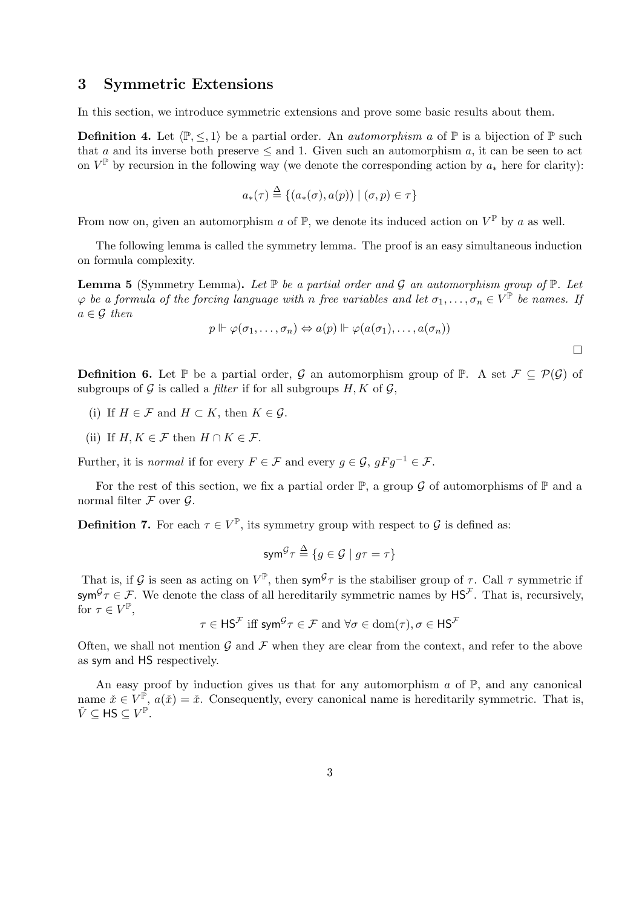## 3 Symmetric Extensions

In this section, we introduce symmetric extensions and prove some basic results about them.

**Definition 4.** Let $\langle \mathbb{P}, \leq, 1 \rangle$ be a partial order. An *automorphism* $a$ of $\mathbb{P}$ is a bijection of $\mathbb{P}$ such that $a$ and its inverse both preserve $\leq$ and 1. Given such an automorphism $a$, it can be seen to act on $V^{\mathbb{P}}$ by recursion in the following way (we denote the corresponding action by $a_*$ here for clarity):

$$a_*(\tau) \triangleq \{(a_*(\sigma), a(p)) \mid (\sigma, p) \in \tau\}$$

From now on, given an automorphism $a$ of $\mathbb{P}$, we denote its induced action on $V^{\mathbb{P}}$ by $a$ as well.

The following lemma is called the symmetry lemma. The proof is an easy simultaneous induction on formula complexity.

**Lemma 5** (Symmetry Lemma)**.** *Let $\mathbb{P}$ be a partial order and $\mathcal{G}$ an automorphism group of $\mathbb{P}$. Let $\varphi$ be a formula of the forcing language with $n$ free variables and let $\sigma_1, \ldots, \sigma_n \in V^{\mathbb{P}}$ be names. If $a \in \mathcal{G}$ then*

$$p \Vdash \varphi(\sigma_1, \ldots, \sigma_n) \Leftrightarrow a(p) \Vdash \varphi(a(\sigma_1), \ldots, a(\sigma_n))$$

$\square$

**Definition 6.** Let $\mathbb{P}$ be a partial order, $\mathcal{G}$ an automorphism group of $\mathbb{P}$. A set $\mathcal{F} \subseteq \mathcal{P}(\mathcal{G})$ of subgroups of $\mathcal{G}$ is called a *filter* if for all subgroups $H, K$ of $\mathcal{G}$,

(i) If $H \in \mathcal{F}$ and $H \subset K$, then $K \in \mathcal{G}$.

(ii) If $H, K \in \mathcal{F}$ then $H \cap K \in \mathcal{F}$.

Further, it is *normal* if for every $F \in \mathcal{F}$ and every $g \in \mathcal{G}$, $gFg^{-1} \in \mathcal{F}$.

For the rest of this section, we fix a partial order $\mathbb{P}$, a group $\mathcal{G}$ of automorphisms of $\mathbb{P}$ and a normal filter $\mathcal{F}$ over $\mathcal{G}$.

**Definition 7.** For each $\tau \in V^{\mathbb{P}}$, its symmetry group with respect to $\mathcal{G}$ is defined as:

$$\mathsf{sym}^{\mathcal{G}}\tau \triangleq \{g \in \mathcal{G} \mid g\tau = \tau\}$$

That is, if $\mathcal{G}$ is seen as acting on $V^{\mathbb{P}}$, then $\mathsf{sym}^{\mathcal{G}}\tau$ is the stabiliser group of $\tau$. Call $\tau$ symmetric if $\mathsf{sym}^{\mathcal{G}}\tau \in \mathcal{F}$. We denote the class of all hereditarily symmetric names by $\mathsf{HS}^{\mathcal{F}}$. That is, recursively, for $\tau \in V^{\mathbb{P}}$,

$$\tau \in \mathsf{HS}^{\mathcal{F}} \text{ iff } \mathsf{sym}^{\mathcal{G}}\tau \in \mathcal{F} \text{ and } \forall \sigma \in \operatorname{dom}(\tau), \sigma \in \mathsf{HS}^{\mathcal{F}}$$

Often, we shall not mention $\mathcal{G}$ and $\mathcal{F}$ when they are clear from the context, and refer to the above as $\mathsf{sym}$ and $\mathsf{HS}$ respectively.

An easy proof by induction gives us that for any automorphism $a$ of $\mathbb{P}$, and any canonical name $\check{x} \in V^{\mathbb{P}}$, $a(\check{x}) = \check{x}$. Consequently, every canonical name is hereditarily symmetric. That is, $\check{V} \subseteq \mathsf{HS} \subseteq V^{\mathbb{P}}$.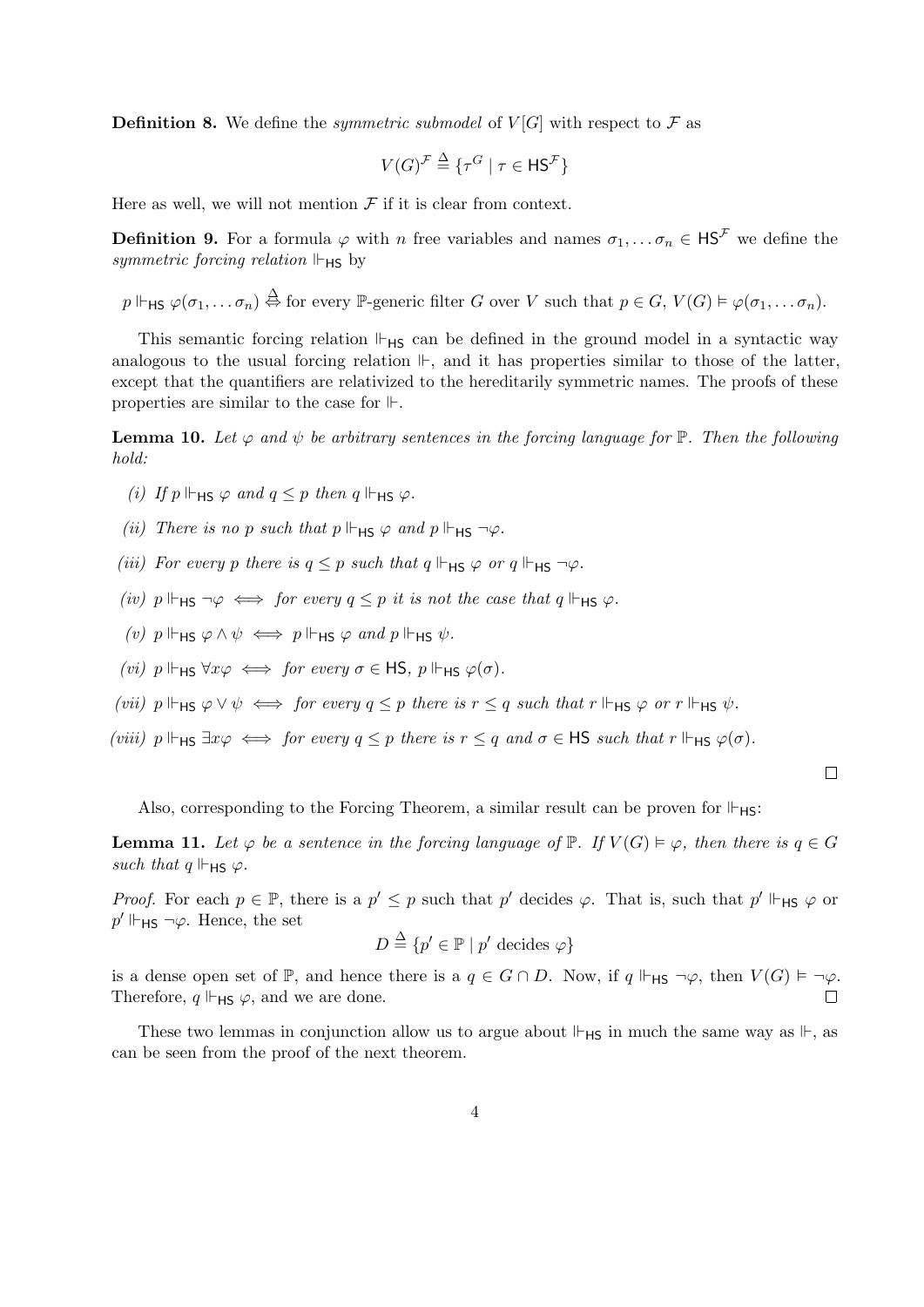**Definition 8.** We define the *symmetric submodel* of $V[G]$ with respect to $\mathcal{F}$ as

$$V(G)^{\mathcal{F}} \triangleq \{\tau^G \mid \tau \in \mathsf{HS}^{\mathcal{F}}\}$$

Here as well, we will not mention $\mathcal{F}$ if it is clear from context.

**Definition 9.** For a formula $\varphi$ with $n$ free variables and names $\sigma_1, \ldots \sigma_n \in \mathsf{HS}^{\mathcal{F}}$ we define the *symmetric forcing relation* $\Vdash_{\mathsf{HS}}$ by

$$p \Vdash_{\mathsf{HS}} \varphi(\sigma_1, \ldots \sigma_n) \overset{\Delta}{\Leftrightarrow} \text{for every } \mathbb{P}\text{-generic filter } G \text{ over } V \text{ such that } p \in G,\ V(G) \vDash \varphi(\sigma_1, \ldots \sigma_n).$$

This semantic forcing relation $\Vdash_{\mathsf{HS}}$ can be defined in the ground model in a syntactic way analogous to the usual forcing relation $\Vdash$, and it has properties similar to those of the latter, except that the quantifiers are relativized to the hereditarily symmetric names. The proofs of these properties are similar to the case for $\Vdash$.

**Lemma 10.** *Let $\varphi$ and $\psi$ be arbitrary sentences in the forcing language for $\mathbb{P}$. Then the following hold:*

*(i) If $p \Vdash_{\mathsf{HS}} \varphi$ and $q \leq p$ then $q \Vdash_{\mathsf{HS}} \varphi$.*

*(ii) There is no $p$ such that $p \Vdash_{\mathsf{HS}} \varphi$ and $p \Vdash_{\mathsf{HS}} \neg\varphi$.*

*(iii) For every $p$ there is $q \leq p$ such that $q \Vdash_{\mathsf{HS}} \varphi$ or $q \Vdash_{\mathsf{HS}} \neg\varphi$.*

*(iv) $p \Vdash_{\mathsf{HS}} \neg\varphi \iff$ for every $q \leq p$ it is not the case that $q \Vdash_{\mathsf{HS}} \varphi$.*

*(v) $p \Vdash_{\mathsf{HS}} \varphi \wedge \psi \iff p \Vdash_{\mathsf{HS}} \varphi$ and $p \Vdash_{\mathsf{HS}} \psi$.*

*(vi) $p \Vdash_{\mathsf{HS}} \forall x \varphi \iff$ for every $\sigma \in \mathsf{HS}$, $p \Vdash_{\mathsf{HS}} \varphi(\sigma)$.*

*(vii) $p \Vdash_{\mathsf{HS}} \varphi \vee \psi \iff$ for every $q \leq p$ there is $r \leq q$ such that $r \Vdash_{\mathsf{HS}} \varphi$ or $r \Vdash_{\mathsf{HS}} \psi$.*

*(viii) $p \Vdash_{\mathsf{HS}} \exists x \varphi \iff$ for every $q \leq p$ there is $r \leq q$ and $\sigma \in \mathsf{HS}$ such that $r \Vdash_{\mathsf{HS}} \varphi(\sigma)$.*

□

Also, corresponding to the Forcing Theorem, a similar result can be proven for $\Vdash_{\mathsf{HS}}$:

**Lemma 11.** *Let $\varphi$ be a sentence in the forcing language of $\mathbb{P}$. If $V(G) \vDash \varphi$, then there is $q \in G$ such that $q \Vdash_{\mathsf{HS}} \varphi$.*

*Proof.* For each $p \in \mathbb{P}$, there is a $p' \leq p$ such that $p'$ decides $\varphi$. That is, such that $p' \Vdash_{\mathsf{HS}} \varphi$ or $p' \Vdash_{\mathsf{HS}} \neg\varphi$. Hence, the set

$$D \triangleq \{p' \in \mathbb{P} \mid p' \text{ decides } \varphi\}$$

is a dense open set of $\mathbb{P}$, and hence there is a $q \in G \cap D$. Now, if $q \Vdash_{\mathsf{HS}} \neg\varphi$, then $V(G) \vDash \neg\varphi$. Therefore, $q \Vdash_{\mathsf{HS}} \varphi$, and we are done. □

These two lemmas in conjunction allow us to argue about $\Vdash_{\mathsf{HS}}$ in much the same way as $\Vdash$, as can be seen from the proof of the next theorem.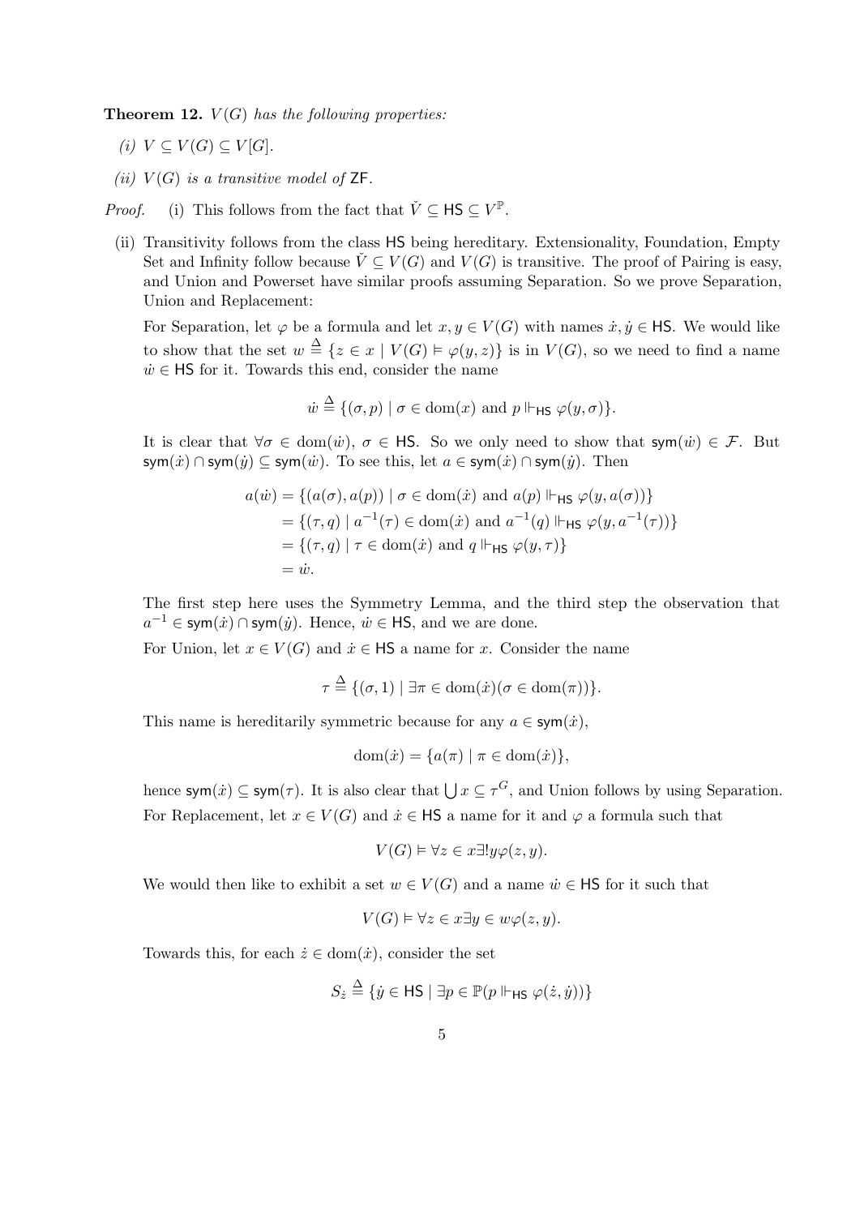**Theorem 12.** *$V(G)$ has the following properties:*

*(i) $V \subseteq V(G) \subseteq V[G]$.*

*(ii) $V(G)$ is a transitive model of* ZF.

*Proof.* (i) This follows from the fact that $\check{V} \subseteq \mathsf{HS} \subseteq V^{\mathbb{P}}$.

(ii) Transitivity follows from the class HS being hereditary. Extensionality, Foundation, Empty Set and Infinity follow because $\check{V} \subseteq V(G)$ and $V(G)$ is transitive. The proof of Pairing is easy, and Union and Powerset have similar proofs assuming Separation. So we prove Separation, Union and Replacement:

For Separation, let $\varphi$ be a formula and let $x, y \in V(G)$ with names $\dot{x}, \dot{y} \in \mathsf{HS}$. We would like to show that the set $w \triangleq \{z \in x \mid V(G) \vDash \varphi(y, z)\}$ is in $V(G)$, so we need to find a name $\dot{w} \in \mathsf{HS}$ for it. Towards this end, consider the name

$$\dot{w} \triangleq \{(\sigma, p) \mid \sigma \in \operatorname{dom}(x) \text{ and } p \Vdash_{\mathsf{HS}} \varphi(y, \sigma)\}.$$

It is clear that $\forall \sigma \in \operatorname{dom}(\dot{w})$, $\sigma \in \mathsf{HS}$. So we only need to show that $\mathsf{sym}(\dot{w}) \in \mathcal{F}$. But $\mathsf{sym}(\dot{x}) \cap \mathsf{sym}(\dot{y}) \subseteq \mathsf{sym}(\dot{w})$. To see this, let $a \in \mathsf{sym}(\dot{x}) \cap \mathsf{sym}(\dot{y})$. Then

$$\begin{aligned}
a(\dot{w}) &= \{(a(\sigma), a(p)) \mid \sigma \in \operatorname{dom}(\dot{x}) \text{ and } a(p) \Vdash_{\mathsf{HS}} \varphi(y, a(\sigma))\} \\
&= \{(\tau, q) \mid a^{-1}(\tau) \in \operatorname{dom}(\dot{x}) \text{ and } a^{-1}(q) \Vdash_{\mathsf{HS}} \varphi(y, a^{-1}(\tau))\} \\
&= \{(\tau, q) \mid \tau \in \operatorname{dom}(\dot{x}) \text{ and } q \Vdash_{\mathsf{HS}} \varphi(y, \tau)\} \\
&= \dot{w}.
\end{aligned}$$

The first step here uses the Symmetry Lemma, and the third step the observation that $a^{-1} \in \mathsf{sym}(\dot{x}) \cap \mathsf{sym}(\dot{y})$. Hence, $\dot{w} \in \mathsf{HS}$, and we are done.

For Union, let $x \in V(G)$ and $\dot{x} \in \mathsf{HS}$ a name for $x$. Consider the name

$$\tau \triangleq \{(\sigma, 1) \mid \exists \pi \in \operatorname{dom}(\dot{x})(\sigma \in \operatorname{dom}(\pi))\}.$$

This name is hereditarily symmetric because for any $a \in \mathsf{sym}(\dot{x})$,

$$\operatorname{dom}(\dot{x}) = \{a(\pi) \mid \pi \in \operatorname{dom}(\dot{x})\},$$

hence $\mathsf{sym}(\dot{x}) \subseteq \mathsf{sym}(\tau)$. It is also clear that $\bigcup x \subseteq \tau^G$, and Union follows by using Separation.

For Replacement, let $x \in V(G)$ and $\dot{x} \in \mathsf{HS}$ a name for it and $\varphi$ a formula such that

$$V(G) \vDash \forall z \in x \exists! y \varphi(z, y).$$

We would then like to exhibit a set $w \in V(G)$ and a name $\dot{w} \in \mathsf{HS}$ for it such that

$$V(G) \vDash \forall z \in x \exists y \in w \varphi(z, y).$$

Towards this, for each $\dot{z} \in \operatorname{dom}(\dot{x})$, consider the set

$$S_{\dot{z}} \triangleq \{\dot{y} \in \mathsf{HS} \mid \exists p \in \mathbb{P}(p \Vdash_{\mathsf{HS}} \varphi(\dot{z}, \dot{y}))\}$$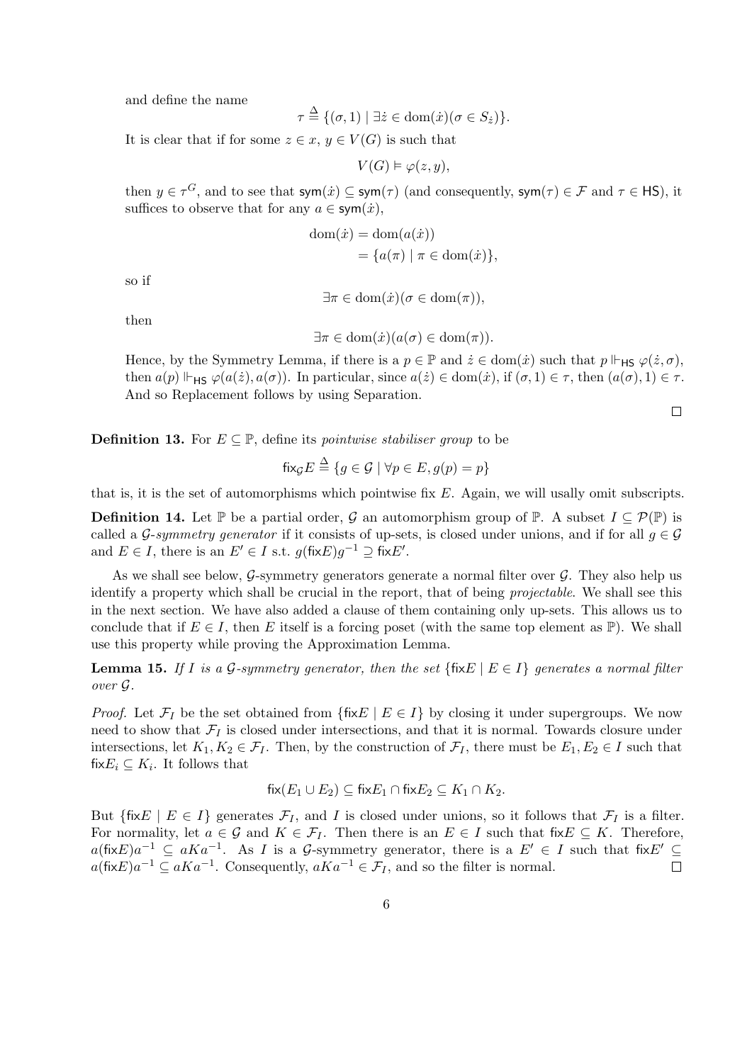and define the name

$$\tau \overset{\Delta}{=} \{(\sigma, 1) \mid \exists \dot{z} \in \operatorname{dom}(\dot{x})(\sigma \in S_{\dot{z}})\}.$$

It is clear that if for some $z \in x$, $y \in V(G)$ is such that

$$V(G) \vDash \varphi(z, y),$$

then $y \in \tau^G$, and to see that $\mathsf{sym}(\dot{x}) \subseteq \mathsf{sym}(\tau)$ (and consequently, $\mathsf{sym}(\tau) \in \mathcal{F}$ and $\tau \in \mathsf{HS}$), it suffices to observe that for any $a \in \mathsf{sym}(\dot{x})$,

$$\begin{aligned}\operatorname{dom}(\dot{x}) &= \operatorname{dom}(a(\dot{x})) \\ &= \{a(\pi) \mid \pi \in \operatorname{dom}(\dot{x})\},\end{aligned}$$

so if

$$\exists \pi \in \operatorname{dom}(\dot{x})(\sigma \in \operatorname{dom}(\pi)),$$

then

$$\exists \pi \in \operatorname{dom}(\dot{x})(a(\sigma) \in \operatorname{dom}(\pi)).$$

Hence, by the Symmetry Lemma, if there is a $p \in \mathbb{P}$ and $\dot{z} \in \operatorname{dom}(\dot{x})$ such that $p \Vdash_{\mathsf{HS}} \varphi(\dot{z}, \sigma)$, then $a(p) \Vdash_{\mathsf{HS}} \varphi(a(\dot{z}), a(\sigma))$. In particular, since $a(\dot{z}) \in \operatorname{dom}(\dot{x})$, if $(\sigma, 1) \in \tau$, then $(a(\sigma), 1) \in \tau$. And so Replacement follows by using Separation.

□

**Definition 13.** For $E \subseteq \mathbb{P}$, define its *pointwise stabiliser group* to be

$$\mathsf{fix}_{\mathcal{G}} E \overset{\Delta}{=} \{g \in \mathcal{G} \mid \forall p \in E, g(p) = p\}$$

that is, it is the set of automorphisms which pointwise fix $E$. Again, we will usally omit subscripts.

**Definition 14.** Let $\mathbb{P}$ be a partial order, $\mathcal{G}$ an automorphism group of $\mathbb{P}$. A subset $I \subseteq \mathcal{P}(\mathbb{P})$ is called a *$\mathcal{G}$-symmetry generator* if it consists of up-sets, is closed under unions, and if for all $g \in \mathcal{G}$ and $E \in I$, there is an $E' \in I$ s.t. $g(\mathsf{fix}E)g^{-1} \supseteq \mathsf{fix}E'$.

As we shall see below, $\mathcal{G}$-symmetry generators generate a normal filter over $\mathcal{G}$. They also help us identify a property which shall be crucial in the report, that of being *projectable*. We shall see this in the next section. We have also added a clause of them containing only up-sets. This allows us to conclude that if $E \in I$, then $E$ itself is a forcing poset (with the same top element as $\mathbb{P}$). We shall use this property while proving the Approximation Lemma.

**Lemma 15.** *If $I$ is a $\mathcal{G}$-symmetry generator, then the set $\{\mathsf{fix}E \mid E \in I\}$ generates a normal filter over $\mathcal{G}$.*

*Proof.* Let $\mathcal{F}_I$ be the set obtained from $\{\mathsf{fix}E \mid E \in I\}$ by closing it under supergroups. We now need to show that $\mathcal{F}_I$ is closed under intersections, and that it is normal. Towards closure under intersections, let $K_1, K_2 \in \mathcal{F}_I$. Then, by the construction of $\mathcal{F}_I$, there must be $E_1, E_2 \in I$ such that $\mathsf{fix}E_i \subseteq K_i$. It follows that

$$\mathsf{fix}(E_1 \cup E_2) \subseteq \mathsf{fix}E_1 \cap \mathsf{fix}E_2 \subseteq K_1 \cap K_2.$$

But $\{\mathsf{fix}E \mid E \in I\}$ generates $\mathcal{F}_I$, and $I$ is closed under unions, so it follows that $\mathcal{F}_I$ is a filter. For normality, let $a \in \mathcal{G}$ and $K \in \mathcal{F}_I$. Then there is an $E \in I$ such that $\mathsf{fix}E \subseteq K$. Therefore, $a(\mathsf{fix}E)a^{-1} \subseteq aKa^{-1}$. As $I$ is a $\mathcal{G}$-symmetry generator, there is a $E' \in I$ such that $\mathsf{fix}E' \subseteq a(\mathsf{fix}E)a^{-1} \subseteq aKa^{-1}$. Consequently, $aKa^{-1} \in \mathcal{F}_I$, and so the filter is normal. □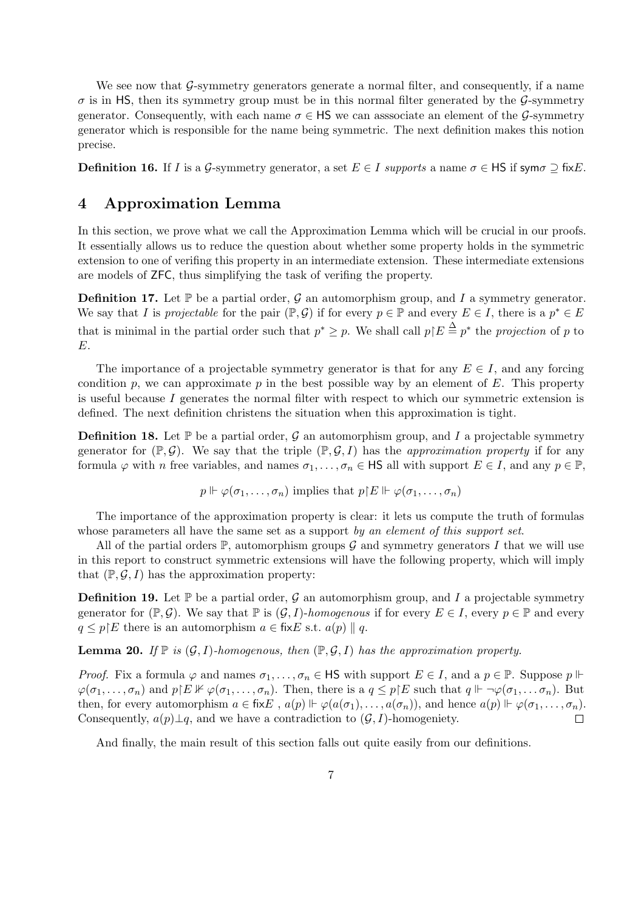We see now that $\mathcal{G}$-symmetry generators generate a normal filter, and consequently, if a name $\sigma$ is in $\mathsf{HS}$, then its symmetry group must be in this normal filter generated by the $\mathcal{G}$-symmetry generator. Consequently, with each name $\sigma \in \mathsf{HS}$ we can asssociate an element of the $\mathcal{G}$-symmetry generator which is responsible for the name being symmetric. The next definition makes this notion precise.

**Definition 16.** If $I$ is a $\mathcal{G}$-symmetry generator, a set $E \in I$ *supports* a name $\sigma \in \mathsf{HS}$ if $\mathsf{sym}\sigma \supseteq \mathsf{fix}E$.

## 4 Approximation Lemma

In this section, we prove what we call the Approximation Lemma which will be crucial in our proofs. It essentially allows us to reduce the question about whether some property holds in the symmetric extension to one of verifing this property in an intermediate extension. These intermediate extensions are models of ZFC, thus simplifying the task of verifing the property.

**Definition 17.** Let $\mathbb{P}$ be a partial order, $\mathcal{G}$ an automorphism group, and $I$ a symmetry generator. We say that $I$ is *projectable* for the pair $(\mathbb{P}, \mathcal{G})$ if for every $p \in \mathbb{P}$ and every $E \in I$, there is a $p^* \in E$ that is minimal in the partial order such that $p^* \geq p$. We shall call $p{\restriction}E \stackrel{\Delta}{=} p^*$ the *projection* of $p$ to $E$.

The importance of a projectable symmetry generator is that for any $E \in I$, and any forcing condition $p$, we can approximate $p$ in the best possible way by an element of $E$. This property is useful because $I$ generates the normal filter with respect to which our symmetric extension is defined. The next definition christens the situation when this approximation is tight.

**Definition 18.** Let $\mathbb{P}$ be a partial order, $\mathcal{G}$ an automorphism group, and $I$ a projectable symmetry generator for $(\mathbb{P}, \mathcal{G})$. We say that the triple $(\mathbb{P}, \mathcal{G}, I)$ has the *approximation property* if for any formula $\varphi$ with $n$ free variables, and names $\sigma_1, \ldots, \sigma_n \in \mathsf{HS}$ all with support $E \in I$, and any $p \in \mathbb{P}$,

$$p \Vdash \varphi(\sigma_1, \ldots, \sigma_n) \text{ implies that } p{\restriction}E \Vdash \varphi(\sigma_1, \ldots, \sigma_n)$$

The importance of the approximation property is clear: it lets us compute the truth of formulas whose parameters all have the same set as a support *by an element of this support set*.

All of the partial orders $\mathbb{P}$, automorphism groups $\mathcal{G}$ and symmetry generators $I$ that we will use in this report to construct symmetric extensions will have the following property, which will imply that $(\mathbb{P}, \mathcal{G}, I)$ has the approximation property:

**Definition 19.** Let $\mathbb{P}$ be a partial order, $\mathcal{G}$ an automorphism group, and $I$ a projectable symmetry generator for $(\mathbb{P}, \mathcal{G})$. We say that $\mathbb{P}$ is $(\mathcal{G}, I)$*-homogenous* if for every $E \in I$, every $p \in \mathbb{P}$ and every $q \leq p{\restriction}E$ there is an automorphism $a \in \mathsf{fix}E$ s.t. $a(p) \parallel q$.

**Lemma 20.** *If $\mathbb{P}$ is $(\mathcal{G}, I)$-homogenous, then $(\mathbb{P}, \mathcal{G}, I)$ has the approximation property.*

*Proof.* Fix a formula $\varphi$ and names $\sigma_1, \ldots, \sigma_n \in \mathsf{HS}$ with support $E \in I$, and a $p \in \mathbb{P}$. Suppose $p \Vdash \varphi(\sigma_1, \ldots, \sigma_n)$ and $p{\restriction}E \not\Vdash \varphi(\sigma_1, \ldots, \sigma_n)$. Then, there is a $q \leq p{\restriction}E$ such that $q \Vdash \neg\varphi(\sigma_1, \ldots \sigma_n)$. But then, for every automorphism $a \in \mathsf{fix}E$ , $a(p) \Vdash \varphi(a(\sigma_1), \ldots, a(\sigma_n))$, and hence $a(p) \Vdash \varphi(\sigma_1, \ldots, \sigma_n)$. Consequently, $a(p) \perp q$, and we have a contradiction to $(\mathcal{G}, I)$-homogeniety. $\square$

And finally, the main result of this section falls out quite easily from our definitions.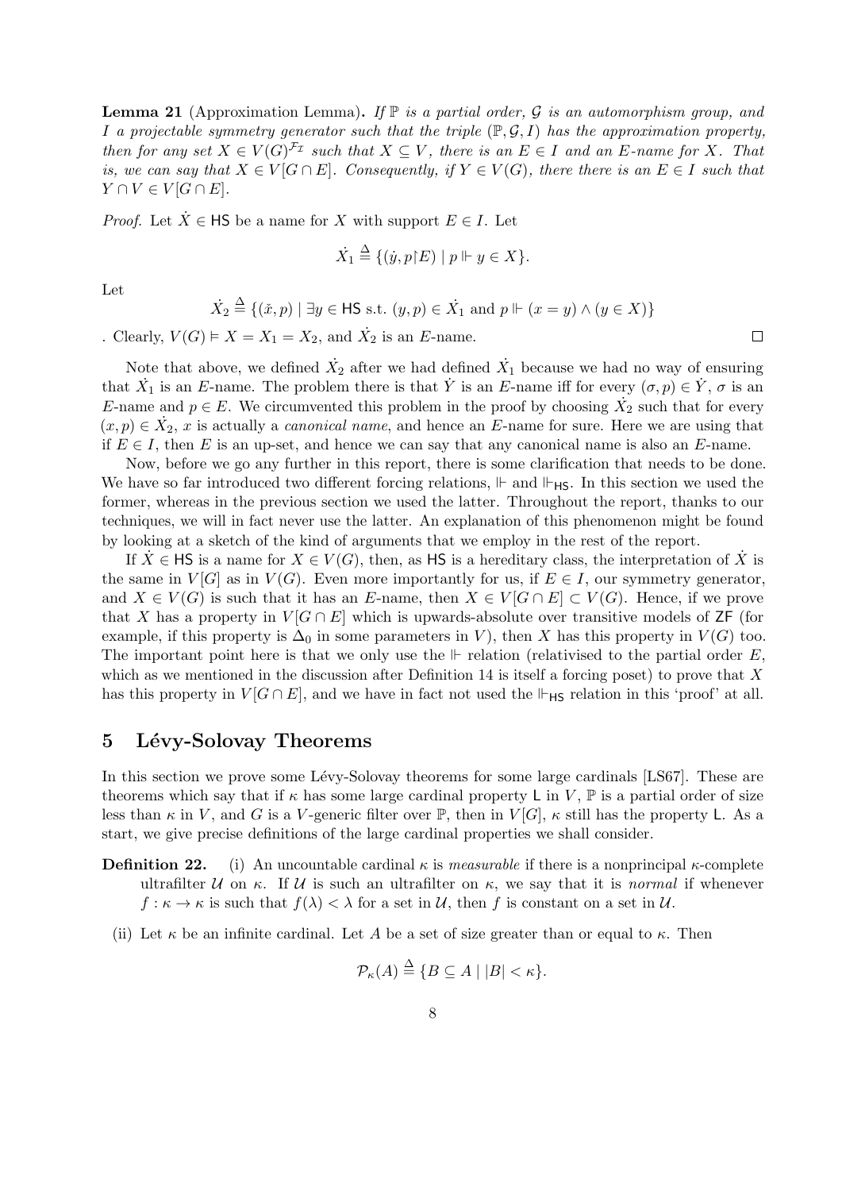**Lemma 21** (Approximation Lemma)**.** *If $\mathbb{P}$ is a partial order, $\mathcal{G}$ is an automorphism group, and $I$ a projectable symmetry generator such that the triple $(\mathbb{P}, \mathcal{G}, I)$ has the approximation property, then for any set $X \in V(G)^{\mathcal{F}_I}$ such that $X \subseteq V$, there is an $E \in I$ and an $E$-name for $X$. That is, we can say that $X \in V[G \cap E]$. Consequently, if $Y \in V(G)$, there there is an $E \in I$ such that $Y \cap V \in V[G \cap E]$.*

*Proof.* Let $\dot{X} \in \mathsf{HS}$ be a name for $X$ with support $E \in I$. Let

$$\dot{X}_1 \stackrel{\Delta}{=} \{(\dot{y}, p{\restriction}E) \mid p \Vdash y \in X\}.$$

Let

$$\dot{X}_2 \stackrel{\Delta}{=} \{(\check{x}, p) \mid \exists y \in \mathsf{HS} \text{ s.t. } (y, p) \in \dot{X}_1 \text{ and } p \Vdash (x = y) \wedge (y \in X)\}$$

. Clearly, $V(G) \vDash X = X_1 = X_2$, and $\dot{X}_2$ is an $E$-name. $\square$

Note that above, we defined $\dot{X}_2$ after we had defined $\dot{X}_1$ because we had no way of ensuring that $\dot{X}_1$ is an $E$-name. The problem there is that $\dot{Y}$ is an $E$-name iff for every $(\sigma, p) \in \dot{Y}$, $\sigma$ is an $E$-name and $p \in E$. We circumvented this problem in the proof by choosing $\dot{X}_2$ such that for every $(x, p) \in \dot{X}_2$, $x$ is actually a *canonical name*, and hence an $E$-name for sure. Here we are using that if $E \in I$, then $E$ is an up-set, and hence we can say that any canonical name is also an $E$-name.

Now, before we go any further in this report, there is some clarification that needs to be done. We have so far introduced two different forcing relations, $\Vdash$ and $\Vdash_{\mathsf{HS}}$. In this section we used the former, whereas in the previous section we used the latter. Throughout the report, thanks to our techniques, we will in fact never use the latter. An explanation of this phenomenon might be found by looking at a sketch of the kind of arguments that we employ in the rest of the report.

If $\dot{X} \in \mathsf{HS}$ is a name for $X \in V(G)$, then, as $\mathsf{HS}$ is a hereditary class, the interpretation of $\dot{X}$ is the same in $V[G]$ as in $V(G)$. Even more importantly for us, if $E \in I$, our symmetry generator, and $X \in V(G)$ is such that it has an $E$-name, then $X \in V[G \cap E] \subset V(G)$. Hence, if we prove that $X$ has a property in $V[G \cap E]$ which is upwards-absolute over transitive models of $\mathsf{ZF}$ (for example, if this property is $\Delta_0$ in some parameters in $V$), then $X$ has this property in $V(G)$ too. The important point here is that we only use the $\Vdash$ relation (relativised to the partial order $E$, which as we mentioned in the discussion after Definition 14 is itself a forcing poset) to prove that $X$ has this property in $V[G \cap E]$, and we have in fact not used the $\Vdash_{\mathsf{HS}}$ relation in this 'proof' at all.

## 5 Lévy-Solovay Theorems

In this section we prove some Lévy-Solovay theorems for some large cardinals [LS67]. These are theorems which say that if $\kappa$ has some large cardinal property $\mathsf{L}$ in $V$, $\mathbb{P}$ is a partial order of size less than $\kappa$ in $V$, and $G$ is a $V$-generic filter over $\mathbb{P}$, then in $V[G]$, $\kappa$ still has the property $\mathsf{L}$. As a start, we give precise definitions of the large cardinal properties we shall consider.

**Definition 22.**

(i) An uncountable cardinal $\kappa$ is *measurable* if there is a nonprincipal $\kappa$-complete ultrafilter $\mathcal{U}$ on $\kappa$. If $\mathcal{U}$ is such an ultrafilter on $\kappa$, we say that it is *normal* if whenever $f : \kappa \to \kappa$ is such that $f(\lambda) < \lambda$ for a set in $\mathcal{U}$, then $f$ is constant on a set in $\mathcal{U}$.

(ii) Let $\kappa$ be an infinite cardinal. Let $A$ be a set of size greater than or equal to $\kappa$. Then

$$\mathcal{P}_\kappa(A) \stackrel{\Delta}{=} \{B \subseteq A \mid |B| < \kappa\}.$$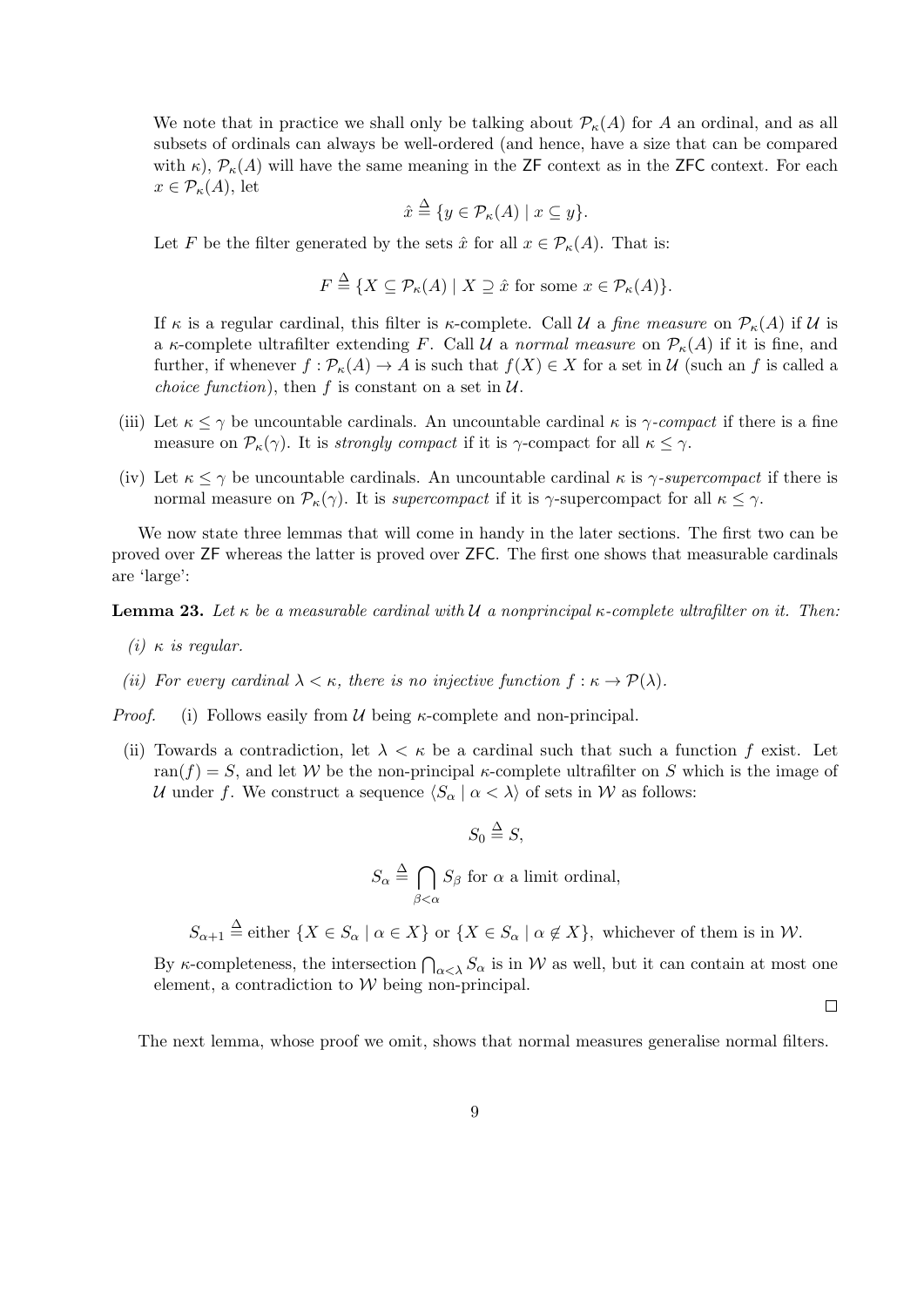We note that in practice we shall only be talking about $\mathcal{P}_\kappa(A)$ for $A$ an ordinal, and as all subsets of ordinals can always be well-ordered (and hence, have a size that can be compared with $\kappa$), $\mathcal{P}_\kappa(A)$ will have the same meaning in the ZF context as in the ZFC context. For each $x \in \mathcal{P}_\kappa(A)$, let

$$\hat{x} \triangleq \{y \in \mathcal{P}_\kappa(A) \mid x \subseteq y\}.$$

Let $F$ be the filter generated by the sets $\hat{x}$ for all $x \in \mathcal{P}_\kappa(A)$. That is:

$$F \triangleq \{X \subseteq \mathcal{P}_\kappa(A) \mid X \supseteq \hat{x} \text{ for some } x \in \mathcal{P}_\kappa(A)\}.$$

If $\kappa$ is a regular cardinal, this filter is $\kappa$-complete. Call $\mathcal{U}$ a *fine measure* on $\mathcal{P}_\kappa(A)$ if $\mathcal{U}$ is a $\kappa$-complete ultrafilter extending $F$. Call $\mathcal{U}$ a *normal measure* on $\mathcal{P}_\kappa(A)$ if it is fine, and further, if whenever $f : \mathcal{P}_\kappa(A) \to A$ is such that $f(X) \in X$ for a set in $\mathcal{U}$ (such an $f$ is called a *choice function*), then $f$ is constant on a set in $\mathcal{U}$.

(iii) Let $\kappa \leq \gamma$ be uncountable cardinals. An uncountable cardinal $\kappa$ is *$\gamma$-compact* if there is a fine measure on $\mathcal{P}_\kappa(\gamma)$. It is *strongly compact* if it is $\gamma$-compact for all $\kappa \leq \gamma$.

(iv) Let $\kappa \leq \gamma$ be uncountable cardinals. An uncountable cardinal $\kappa$ is *$\gamma$-supercompact* if there is normal measure on $\mathcal{P}_\kappa(\gamma)$. It is *supercompact* if it is $\gamma$-supercompact for all $\kappa \leq \gamma$.

We now state three lemmas that will come in handy in the later sections. The first two can be proved over ZF whereas the latter is proved over ZFC. The first one shows that measurable cardinals are 'large':

**Lemma 23.** *Let $\kappa$ be a measurable cardinal with $\mathcal{U}$ a nonprincipal $\kappa$-complete ultrafilter on it. Then:*

*(i) $\kappa$ is regular.*

*(ii) For every cardinal $\lambda < \kappa$, there is no injective function $f : \kappa \to \mathcal{P}(\lambda)$.*

*Proof.* (i) Follows easily from $\mathcal{U}$ being $\kappa$-complete and non-principal.

(ii) Towards a contradiction, let $\lambda < \kappa$ be a cardinal such that such a function $f$ exist. Let $\operatorname{ran}(f) = S$, and let $\mathcal{W}$ be the non-principal $\kappa$-complete ultrafilter on $S$ which is the image of $\mathcal{U}$ under $f$. We construct a sequence $\langle S_\alpha \mid \alpha < \lambda \rangle$ of sets in $\mathcal{W}$ as follows:

$$S_0 \triangleq S,$$

$$S_\alpha \triangleq \bigcap_{\beta < \alpha} S_\beta \text{ for } \alpha \text{ a limit ordinal,}$$

$$S_{\alpha+1} \triangleq \text{either } \{X \in S_\alpha \mid \alpha \in X\} \text{ or } \{X \in S_\alpha \mid \alpha \notin X\}, \text{ whichever of them is in } \mathcal{W}.$$

By $\kappa$-completeness, the intersection $\bigcap_{\alpha<\lambda} S_\alpha$ is in $\mathcal{W}$ as well, but it can contain at most one element, a contradiction to $\mathcal{W}$ being non-principal.

□

The next lemma, whose proof we omit, shows that normal measures generalise normal filters.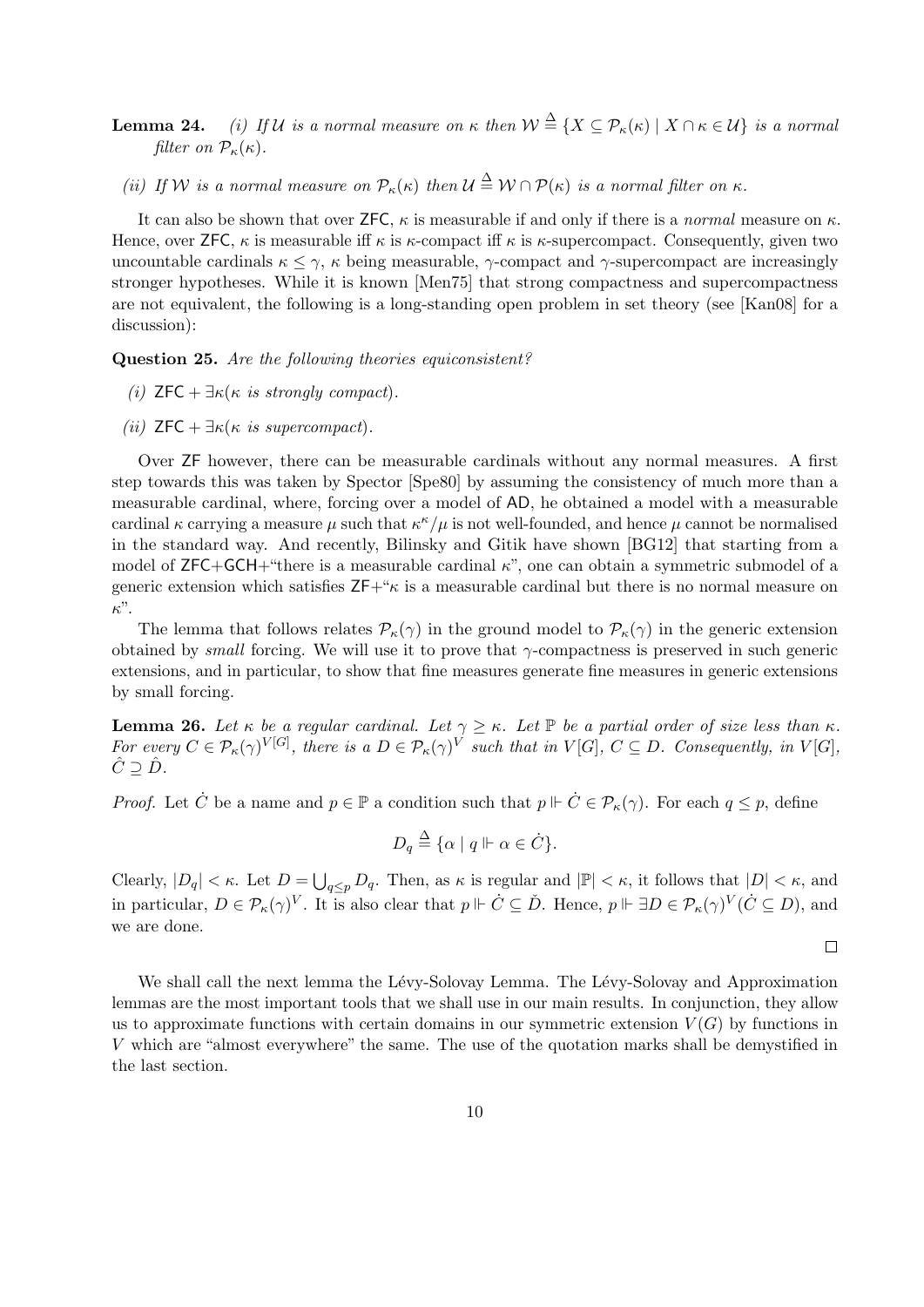**Lemma 24.** *(i) If $\mathcal{U}$ is a normal measure on $\kappa$ then $\mathcal{W} \stackrel{\Delta}{=} \{X \subseteq \mathcal{P}_\kappa(\kappa) \mid X \cap \kappa \in \mathcal{U}\}$ is a normal filter on $\mathcal{P}_\kappa(\kappa)$.*

*(ii) If $\mathcal{W}$ is a normal measure on $\mathcal{P}_\kappa(\kappa)$ then $\mathcal{U} \stackrel{\Delta}{=} \mathcal{W} \cap \mathcal{P}(\kappa)$ is a normal filter on $\kappa$.*

It can also be shown that over ZFC, $\kappa$ is measurable if and only if there is a *normal* measure on $\kappa$. Hence, over ZFC, $\kappa$ is measurable iff $\kappa$ is $\kappa$-compact iff $\kappa$ is $\kappa$-supercompact. Consequently, given two uncountable cardinals $\kappa \leq \gamma$, $\kappa$ being measurable, $\gamma$-compact and $\gamma$-supercompact are increasingly stronger hypotheses. While it is known [Men75] that strong compactness and supercompactness are not equivalent, the following is a long-standing open problem in set theory (see [Kan08] for a discussion):

**Question 25.** *Are the following theories equiconsistent?*

*(i) $\mathsf{ZFC} + \exists\kappa(\kappa$ is strongly compact$)$.*

*(ii) $\mathsf{ZFC} + \exists\kappa(\kappa$ is supercompact$)$.*

Over ZF however, there can be measurable cardinals without any normal measures. A first step towards this was taken by Spector [Spe80] by assuming the consistency of much more than a measurable cardinal, where, forcing over a model of AD, he obtained a model with a measurable cardinal $\kappa$ carrying a measure $\mu$ such that $\kappa^\kappa/\mu$ is not well-founded, and hence $\mu$ cannot be normalised in the standard way. And recently, Bilinsky and Gitik have shown [BG12] that starting from a model of ZFC+GCH+"there is a measurable cardinal $\kappa$", one can obtain a symmetric submodel of a generic extension which satisfies ZF+"$\kappa$ is a measurable cardinal but there is no normal measure on $\kappa$".

The lemma that follows relates $\mathcal{P}_\kappa(\gamma)$ in the ground model to $\mathcal{P}_\kappa(\gamma)$ in the generic extension obtained by *small* forcing. We will use it to prove that $\gamma$-compactness is preserved in such generic extensions, and in particular, to show that fine measures generate fine measures in generic extensions by small forcing.

**Lemma 26.** *Let $\kappa$ be a regular cardinal. Let $\gamma \geq \kappa$. Let $\mathbb{P}$ be a partial order of size less than $\kappa$. For every $C \in \mathcal{P}_\kappa(\gamma)^{V[G]}$, there is a $D \in \mathcal{P}_\kappa(\gamma)^V$ such that in $V[G]$, $C \subseteq D$. Consequently, in $V[G]$, $\hat{C} \supseteq \hat{D}$.*

*Proof.* Let $\dot{C}$ be a name and $p \in \mathbb{P}$ a condition such that $p \Vdash \dot{C} \in \mathcal{P}_\kappa(\gamma)$. For each $q \leq p$, define

$$D_q \stackrel{\Delta}{=} \{\alpha \mid q \Vdash \alpha \in \dot{C}\}.$$

Clearly, $|D_q| < \kappa$. Let $D = \bigcup_{q \leq p} D_q$. Then, as $\kappa$ is regular and $|\mathbb{P}| < \kappa$, it follows that $|D| < \kappa$, and in particular, $D \in \mathcal{P}_\kappa(\gamma)^V$. It is also clear that $p \Vdash \dot{C} \subseteq \check{D}$. Hence, $p \Vdash \exists D \in \mathcal{P}_\kappa(\gamma)^V(\dot{C} \subseteq D)$, and we are done. $\square$

We shall call the next lemma the Lévy-Solovay Lemma. The Lévy-Solovay and Approximation lemmas are the most important tools that we shall use in our main results. In conjunction, they allow us to approximate functions with certain domains in our symmetric extension $V(G)$ by functions in $V$ which are "almost everywhere" the same. The use of the quotation marks shall be demystified in the last section.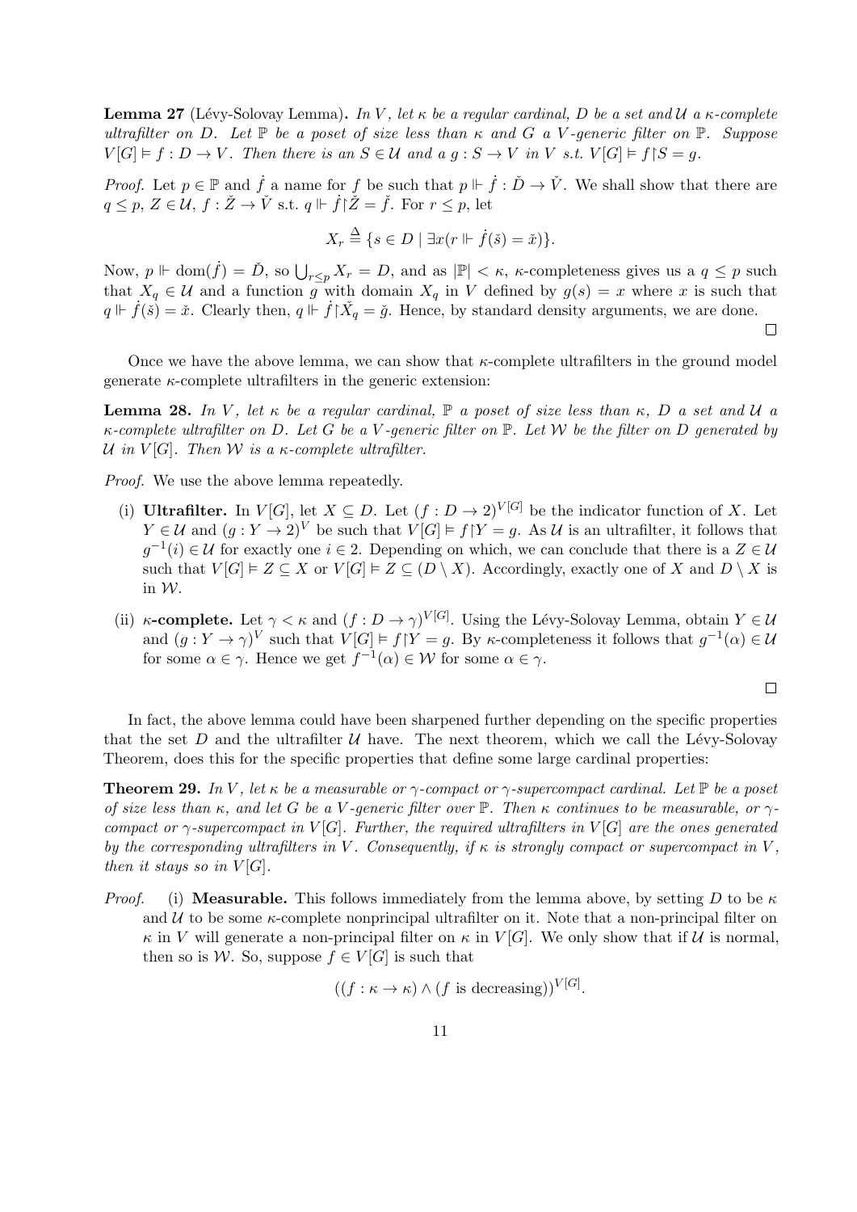**Lemma 27** (Lévy-Solovay Lemma)**.** *In $V$, let $\kappa$ be a regular cardinal, $D$ be a set and $\mathcal{U}$ a $\kappa$-complete ultrafilter on $D$. Let $\mathbb{P}$ be a poset of size less than $\kappa$ and $G$ a $V$-generic filter on $\mathbb{P}$. Suppose $V[G] \vDash f : D \to V$. Then there is an $S \in \mathcal{U}$ and a $g : S \to V$ in $V$ s.t. $V[G] \vDash f \restriction S = g$.*

*Proof.* Let $p \in \mathbb{P}$ and $\dot{f}$ a name for $f$ be such that $p \Vdash \dot{f} : \check{D} \to \check{V}$. We shall show that there are $q \leq p$, $Z \in \mathcal{U}$, $f : \check{Z} \to \check{V}$ s.t. $q \Vdash \dot{f} \restriction \check{Z} = \check{f}$. For $r \leq p$, let

$$X_r \stackrel{\Delta}{=} \{s \in D \mid \exists x (r \Vdash \dot{f}(\check{s}) = \check{x})\}.$$

Now, $p \Vdash \mathrm{dom}(\dot{f}) = \check{D}$, so $\bigcup_{r \leq p} X_r = D$, and as $|\mathbb{P}| < \kappa$, $\kappa$-completeness gives us a $q \leq p$ such that $X_q \in \mathcal{U}$ and a function $g$ with domain $X_q$ in $V$ defined by $g(s) = x$ where $x$ is such that $q \Vdash \dot{f}(\check{s}) = \check{x}$. Clearly then, $q \Vdash \dot{f} \restriction \check{X}_q = \check{g}$. Hence, by standard density arguments, we are done. □

Once we have the above lemma, we can show that $\kappa$-complete ultrafilters in the ground model generate $\kappa$-complete ultrafilters in the generic extension:

**Lemma 28.** *In $V$, let $\kappa$ be a regular cardinal, $\mathbb{P}$ a poset of size less than $\kappa$, $D$ a set and $\mathcal{U}$ a $\kappa$-complete ultrafilter on $D$. Let $G$ be a $V$-generic filter on $\mathbb{P}$. Let $\mathcal{W}$ be the filter on $D$ generated by $\mathcal{U}$ in $V[G]$. Then $\mathcal{W}$ is a $\kappa$-complete ultrafilter.*

*Proof.* We use the above lemma repeatedly.

(i) **Ultrafilter.** In $V[G]$, let $X \subseteq D$. Let $(f : D \to 2)^{V[G]}$ be the indicator function of $X$. Let $Y \in \mathcal{U}$ and $(g : Y \to 2)^V$ be such that $V[G] \vDash f \restriction Y = g$. As $\mathcal{U}$ is an ultrafilter, it follows that $g^{-1}(i) \in \mathcal{U}$ for exactly one $i \in 2$. Depending on which, we can conclude that there is a $Z \in \mathcal{U}$ such that $V[G] \vDash Z \subseteq X$ or $V[G] \vDash Z \subseteq (D \setminus X)$. Accordingly, exactly one of $X$ and $D \setminus X$ is in $\mathcal{W}$.

(ii) **$\kappa$-complete.** Let $\gamma < \kappa$ and $(f : D \to \gamma)^{V[G]}$. Using the Lévy-Solovay Lemma, obtain $Y \in \mathcal{U}$ and $(g : Y \to \gamma)^V$ such that $V[G] \vDash f \restriction Y = g$. By $\kappa$-completeness it follows that $g^{-1}(\alpha) \in \mathcal{U}$ for some $\alpha \in \gamma$. Hence we get $f^{-1}(\alpha) \in \mathcal{W}$ for some $\alpha \in \gamma$.

□

In fact, the above lemma could have been sharpened further depending on the specific properties that the set $D$ and the ultrafilter $\mathcal{U}$ have. The next theorem, which we call the Lévy-Solovay Theorem, does this for the specific properties that define some large cardinal properties:

**Theorem 29.** *In $V$, let $\kappa$ be a measurable or $\gamma$-compact or $\gamma$-supercompact cardinal. Let $\mathbb{P}$ be a poset of size less than $\kappa$, and let $G$ be a $V$-generic filter over $\mathbb{P}$. Then $\kappa$ continues to be measurable, or $\gamma$-compact or $\gamma$-supercompact in $V[G]$. Further, the required ultrafilters in $V[G]$ are the ones generated by the corresponding ultrafilters in $V$. Consequently, if $\kappa$ is strongly compact or supercompact in $V$, then it stays so in $V[G]$.*

*Proof.* (i) **Measurable.** This follows immediately from the lemma above, by setting $D$ to be $\kappa$ and $\mathcal{U}$ to be some $\kappa$-complete nonprincipal ultrafilter on it. Note that a non-principal filter on $\kappa$ in $V$ will generate a non-principal filter on $\kappa$ in $V[G]$. We only show that if $\mathcal{U}$ is normal, then so is $\mathcal{W}$. So, suppose $f \in V[G]$ is such that

$$((f : \kappa \to \kappa) \wedge (f \text{ is decreasing}))^{V[G]}.$$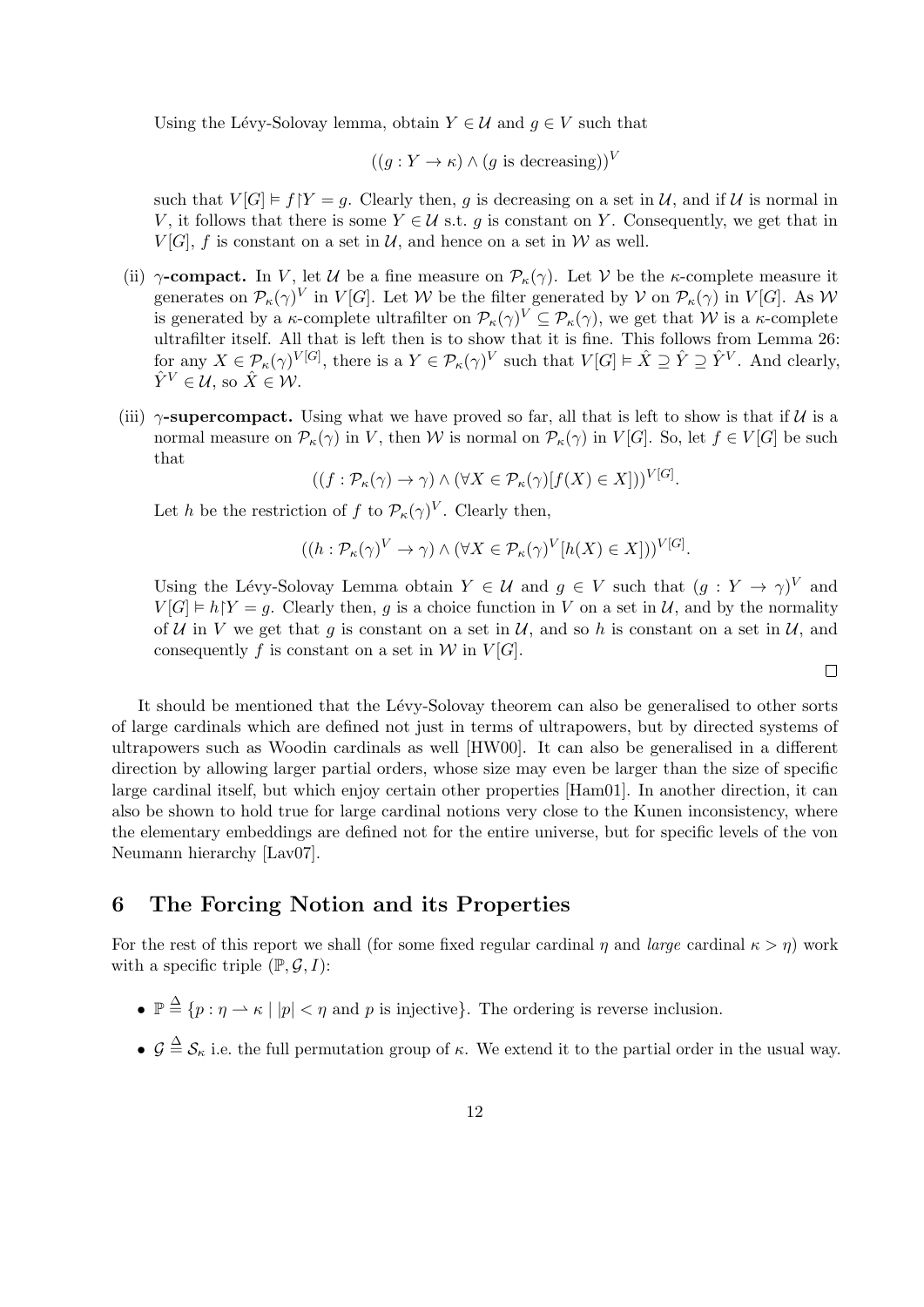Using the Lévy-Solovay lemma, obtain $Y \in \mathcal{U}$ and $g \in V$ such that

$$((g : Y \to \kappa) \wedge (g \text{ is decreasing}))^V$$

such that $V[G] \vDash f{\restriction}Y = g$. Clearly then, $g$ is decreasing on a set in $\mathcal{U}$, and if $\mathcal{U}$ is normal in $V$, it follows that there is some $Y \in \mathcal{U}$ s.t. $g$ is constant on $Y$. Consequently, we get that in $V[G]$, $f$ is constant on a set in $\mathcal{U}$, and hence on a set in $\mathcal{W}$ as well.

(ii) **$\gamma$-compact.** In $V$, let $\mathcal{U}$ be a fine measure on $\mathcal{P}_\kappa(\gamma)$. Let $\mathcal{V}$ be the $\kappa$-complete measure it generates on $\mathcal{P}_\kappa(\gamma)^V$ in $V[G]$. Let $\mathcal{W}$ be the filter generated by $\mathcal{V}$ on $\mathcal{P}_\kappa(\gamma)$ in $V[G]$. As $\mathcal{W}$ is generated by a $\kappa$-complete ultrafilter on $\mathcal{P}_\kappa(\gamma)^V \subseteq \mathcal{P}_\kappa(\gamma)$, we get that $\mathcal{W}$ is a $\kappa$-complete ultrafilter itself. All that is left then is to show that it is fine. This follows from Lemma 26: for any $X \in \mathcal{P}_\kappa(\gamma)^{V[G]}$, there is a $Y \in \mathcal{P}_\kappa(\gamma)^V$ such that $V[G] \vDash \hat{X} \supseteq \hat{Y} \supseteq \hat{Y}^V$. And clearly, $\hat{Y}^V \in \mathcal{U}$, so $\hat{X} \in \mathcal{W}$.

(iii) **$\gamma$-supercompact.** Using what we have proved so far, all that is left to show is that if $\mathcal{U}$ is a normal measure on $\mathcal{P}_\kappa(\gamma)$ in $V$, then $\mathcal{W}$ is normal on $\mathcal{P}_\kappa(\gamma)$ in $V[G]$. So, let $f \in V[G]$ be such that

$$((f : \mathcal{P}_\kappa(\gamma) \to \gamma) \wedge (\forall X \in \mathcal{P}_\kappa(\gamma)[f(X) \in X]))^{V[G]}.$$

Let $h$ be the restriction of $f$ to $\mathcal{P}_\kappa(\gamma)^V$. Clearly then,

$$((h : \mathcal{P}_\kappa(\gamma)^V \to \gamma) \wedge (\forall X \in \mathcal{P}_\kappa(\gamma)^V[h(X) \in X]))^{V[G]}.$$

Using the Lévy-Solovay Lemma obtain $Y \in \mathcal{U}$ and $g \in V$ such that $(g : Y \to \gamma)^V$ and $V[G] \vDash h{\restriction}Y = g$. Clearly then, $g$ is a choice function in $V$ on a set in $\mathcal{U}$, and by the normality of $\mathcal{U}$ in $V$ we get that $g$ is constant on a set in $\mathcal{U}$, and so $h$ is constant on a set in $\mathcal{U}$, and consequently $f$ is constant on a set in $\mathcal{W}$ in $V[G]$.

□

It should be mentioned that the Lévy-Solovay theorem can also be generalised to other sorts of large cardinals which are defined not just in terms of ultrapowers, but by directed systems of ultrapowers such as Woodin cardinals as well [HW00]. It can also be generalised in a different direction by allowing larger partial orders, whose size may even be larger than the size of specific large cardinal itself, but which enjoy certain other properties [Ham01]. In another direction, it can also be shown to hold true for large cardinal notions very close to the Kunen inconsistency, where the elementary embeddings are defined not for the entire universe, but for specific levels of the von Neumann hierarchy [Lav07].

## 6 The Forcing Notion and its Properties

For the rest of this report we shall (for some fixed regular cardinal $\eta$ and *large* cardinal $\kappa > \eta$) work with a specific triple $(\mathbb{P}, \mathcal{G}, I)$:

- $\mathbb{P} \triangleq \{p : \eta \rightharpoonup \kappa \mid |p| < \eta \text{ and } p \text{ is injective}\}$. The ordering is reverse inclusion.
- $\mathcal{G} \triangleq \mathcal{S}_\kappa$ i.e. the full permutation group of $\kappa$. We extend it to the partial order in the usual way.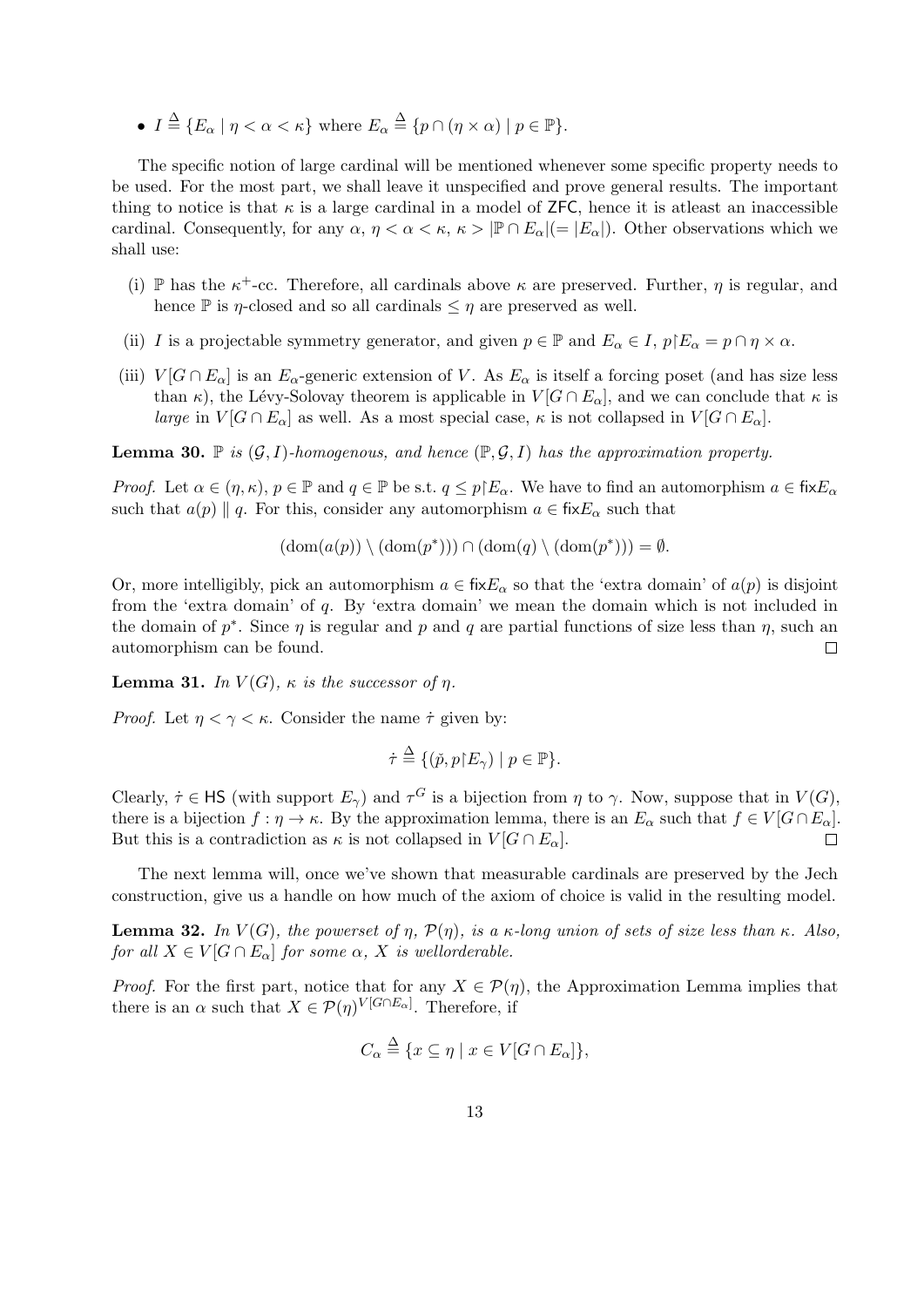- $I \triangleq \{E_\alpha \mid \eta < \alpha < \kappa\}$ where $E_\alpha \triangleq \{p \cap (\eta \times \alpha) \mid p \in \mathbb{P}\}$.

The specific notion of large cardinal will be mentioned whenever some specific property needs to be used. For the most part, we shall leave it unspecified and prove general results. The important thing to notice is that $\kappa$ is a large cardinal in a model of ZFC, hence it is atleast an inaccessible cardinal. Consequently, for any $\alpha$, $\eta < \alpha < \kappa$, $\kappa > |\mathbb{P} \cap E_\alpha| (= |E_\alpha|)$. Other observations which we shall use:

(i) $\mathbb{P}$ has the $\kappa^+$-cc. Therefore, all cardinals above $\kappa$ are preserved. Further, $\eta$ is regular, and hence $\mathbb{P}$ is $\eta$-closed and so all cardinals $\leq \eta$ are preserved as well.

(ii) $I$ is a projectable symmetry generator, and given $p \in \mathbb{P}$ and $E_\alpha \in I$, $p \restriction E_\alpha = p \cap \eta \times \alpha$.

(iii) $V[G \cap E_\alpha]$ is an $E_\alpha$-generic extension of $V$. As $E_\alpha$ is itself a forcing poset (and has size less than $\kappa$), the Lévy-Solovay theorem is applicable in $V[G \cap E_\alpha]$, and we can conclude that $\kappa$ is *large* in $V[G \cap E_\alpha]$ as well. As a most special case, $\kappa$ is not collapsed in $V[G \cap E_\alpha]$.

**Lemma 30.** *$\mathbb{P}$ is $(\mathcal{G}, I)$-homogenous, and hence $(\mathbb{P}, \mathcal{G}, I)$ has the approximation property.*

*Proof.* Let $\alpha \in (\eta, \kappa)$, $p \in \mathbb{P}$ and $q \in \mathbb{P}$ be s.t. $q \leq p \restriction E_\alpha$. We have to find an automorphism $a \in \mathsf{fix} E_\alpha$ such that $a(p) \parallel q$. For this, consider any automorphism $a \in \mathsf{fix} E_\alpha$ such that

$$(\mathrm{dom}(a(p)) \setminus (\mathrm{dom}(p^*))) \cap (\mathrm{dom}(q) \setminus (\mathrm{dom}(p^*))) = \emptyset.$$

Or, more intelligibly, pick an automorphism $a \in \mathsf{fix} E_\alpha$ so that the 'extra domain' of $a(p)$ is disjoint from the 'extra domain' of $q$. By 'extra domain' we mean the domain which is not included in the domain of $p^*$. Since $\eta$ is regular and $p$ and $q$ are partial functions of size less than $\eta$, such an automorphism can be found. $\square$

**Lemma 31.** *In $V(G)$, $\kappa$ is the successor of $\eta$.*

*Proof.* Let $\eta < \gamma < \kappa$. Consider the name $\dot{\tau}$ given by:

$$\dot{\tau} \triangleq \{(\check{p}, p \restriction E_\gamma) \mid p \in \mathbb{P}\}.$$

Clearly, $\dot{\tau} \in \mathsf{HS}$ (with support $E_\gamma$) and $\tau^G$ is a bijection from $\eta$ to $\gamma$. Now, suppose that in $V(G)$, there is a bijection $f : \eta \to \kappa$. By the approximation lemma, there is an $E_\alpha$ such that $f \in V[G \cap E_\alpha]$. But this is a contradiction as $\kappa$ is not collapsed in $V[G \cap E_\alpha]$. $\square$

The next lemma will, once we've shown that measurable cardinals are preserved by the Jech construction, give us a handle on how much of the axiom of choice is valid in the resulting model.

**Lemma 32.** *In $V(G)$, the powerset of $\eta$, $\mathcal{P}(\eta)$, is a $\kappa$-long union of sets of size less than $\kappa$. Also, for all $X \in V[G \cap E_\alpha]$ for some $\alpha$, $X$ is wellorderable.*

*Proof.* For the first part, notice that for any $X \in \mathcal{P}(\eta)$, the Approximation Lemma implies that there is an $\alpha$ such that $X \in \mathcal{P}(\eta)^{V[G \cap E_\alpha]}$. Therefore, if

$$C_\alpha \triangleq \{x \subseteq \eta \mid x \in V[G \cap E_\alpha]\},$$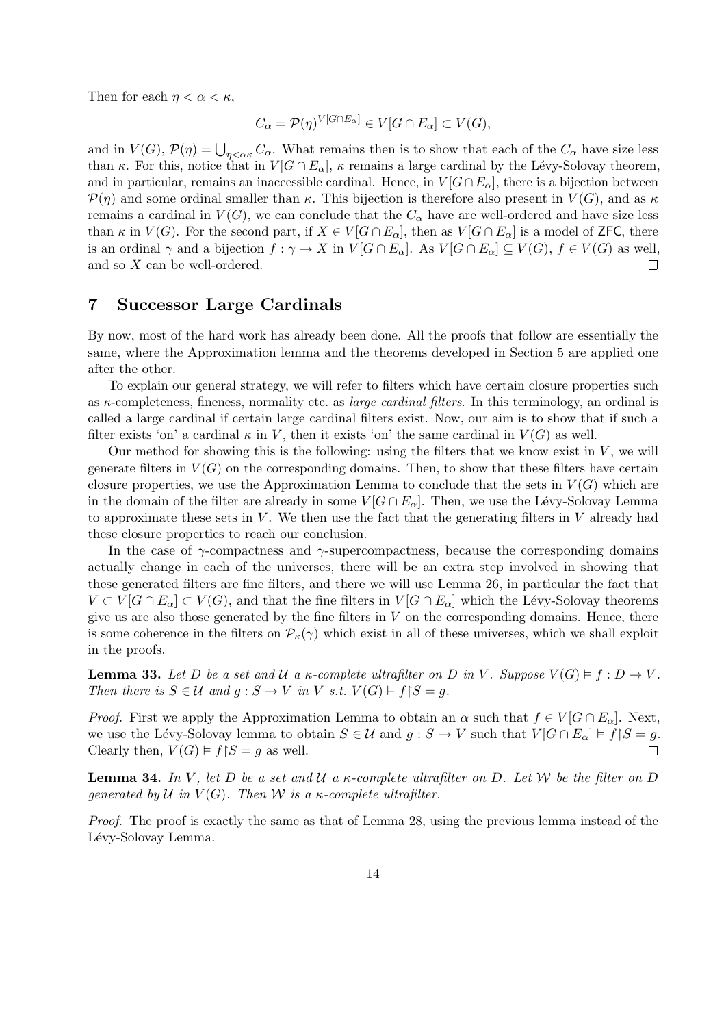Then for each $\eta < \alpha < \kappa$,

$$C_\alpha = \mathcal{P}(\eta)^{V[G\cap E_\alpha]} \in V[G \cap E_\alpha] \subset V(G),$$

and in $V(G)$, $\mathcal{P}(\eta) = \bigcup_{\eta<\alpha\kappa} C_\alpha$. What remains then is to show that each of the $C_\alpha$ have size less than $\kappa$. For this, notice that in $V[G \cap E_\alpha]$, $\kappa$ remains a large cardinal by the Lévy-Solovay theorem, and in particular, remains an inaccessible cardinal. Hence, in $V[G \cap E_\alpha]$, there is a bijection between $\mathcal{P}(\eta)$ and some ordinal smaller than $\kappa$. This bijection is therefore also present in $V(G)$, and as $\kappa$ remains a cardinal in $V(G)$, we can conclude that the $C_\alpha$ have are well-ordered and have size less than $\kappa$ in $V(G)$. For the second part, if $X \in V[G \cap E_\alpha]$, then as $V[G \cap E_\alpha]$ is a model of ZFC, there is an ordinal $\gamma$ and a bijection $f : \gamma \to X$ in $V[G \cap E_\alpha]$. As $V[G \cap E_\alpha] \subseteq V(G)$, $f \in V(G)$ as well, and so $X$ can be well-ordered. □

## 7 Successor Large Cardinals

By now, most of the hard work has already been done. All the proofs that follow are essentially the same, where the Approximation lemma and the theorems developed in Section 5 are applied one after the other.

To explain our general strategy, we will refer to filters which have certain closure properties such as $\kappa$-completeness, fineness, normality etc. as *large cardinal filters*. In this terminology, an ordinal is called a large cardinal if certain large cardinal filters exist. Now, our aim is to show that if such a filter exists 'on' a cardinal $\kappa$ in $V$, then it exists 'on' the same cardinal in $V(G)$ as well.

Our method for showing this is the following: using the filters that we know exist in $V$, we will generate filters in $V(G)$ on the corresponding domains. Then, to show that these filters have certain closure properties, we use the Approximation Lemma to conclude that the sets in $V(G)$ which are in the domain of the filter are already in some $V[G \cap E_\alpha]$. Then, we use the Lévy-Solovay Lemma to approximate these sets in $V$. We then use the fact that the generating filters in $V$ already had these closure properties to reach our conclusion.

In the case of $\gamma$-compactness and $\gamma$-supercompactness, because the corresponding domains actually change in each of the universes, there will be an extra step involved in showing that these generated filters are fine filters, and there we will use Lemma 26, in particular the fact that $V \subset V[G \cap E_\alpha] \subset V(G)$, and that the fine filters in $V[G \cap E_\alpha]$ which the Lévy-Solovay theorems give us are also those generated by the fine filters in $V$ on the corresponding domains. Hence, there is some coherence in the filters on $\mathcal{P}_\kappa(\gamma)$ which exist in all of these universes, which we shall exploit in the proofs.

**Lemma 33.** *Let $D$ be a set and $\mathcal{U}$ a $\kappa$-complete ultrafilter on $D$ in $V$. Suppose $V(G) \vDash f : D \to V$. Then there is $S \in \mathcal{U}$ and $g : S \to V$ in $V$ s.t. $V(G) \vDash f{\restriction}S = g$.*

*Proof.* First we apply the Approximation Lemma to obtain an $\alpha$ such that $f \in V[G \cap E_\alpha]$. Next, we use the Lévy-Solovay lemma to obtain $S \in \mathcal{U}$ and $g : S \to V$ such that $V[G \cap E_\alpha] \vDash f{\restriction}S = g$. Clearly then, $V(G) \vDash f{\restriction}S = g$ as well. □

**Lemma 34.** *In $V$, let $D$ be a set and $\mathcal{U}$ a $\kappa$-complete ultrafilter on $D$. Let $\mathcal{W}$ be the filter on $D$ generated by $\mathcal{U}$ in $V(G)$. Then $\mathcal{W}$ is a $\kappa$-complete ultrafilter.*

*Proof.* The proof is exactly the same as that of Lemma 28, using the previous lemma instead of the Lévy-Solovay Lemma.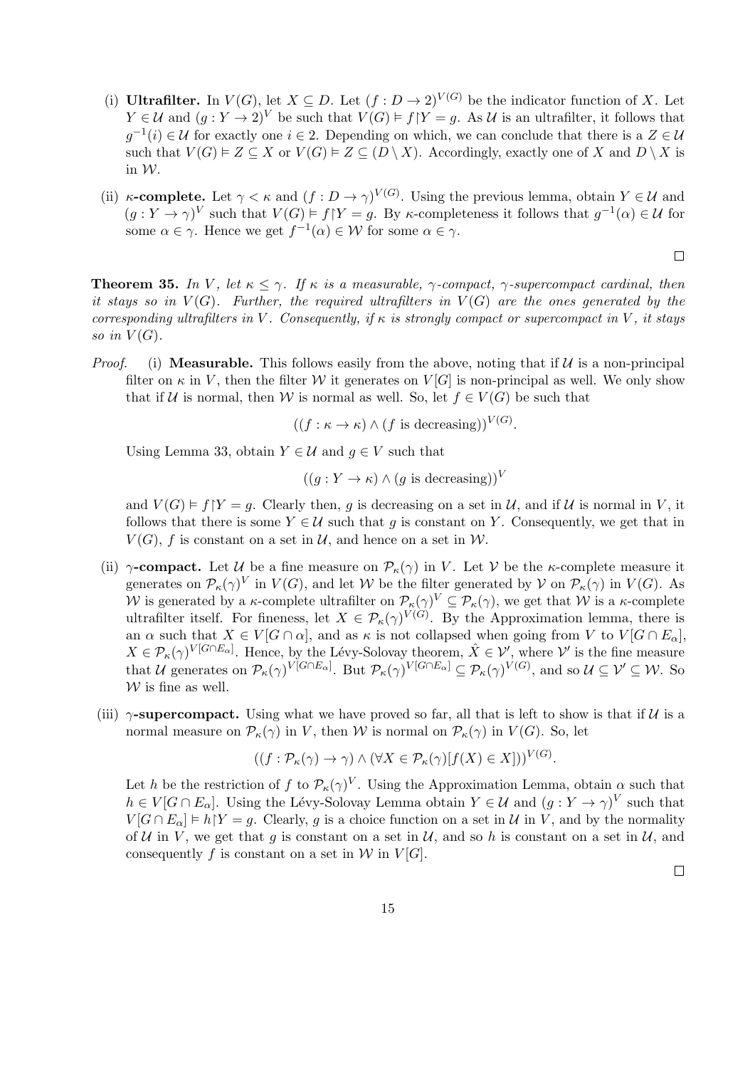(i) **Ultrafilter.** In $V(G)$, let $X \subseteq D$. Let $(f : D \to 2)^{V(G)}$ be the indicator function of $X$. Let $Y \in \mathcal{U}$ and $(g : Y \to 2)^V$ be such that $V(G) \vDash f{\restriction}Y = g$. As $\mathcal{U}$ is an ultrafilter, it follows that $g^{-1}(i) \in \mathcal{U}$ for exactly one $i \in 2$. Depending on which, we can conclude that there is a $Z \in \mathcal{U}$ such that $V(G) \vDash Z \subseteq X$ or $V(G) \vDash Z \subseteq (D \setminus X)$. Accordingly, exactly one of $X$ and $D \setminus X$ is in $\mathcal{W}$.

(ii) **$\kappa$-complete.** Let $\gamma < \kappa$ and $(f : D \to \gamma)^{V(G)}$. Using the previous lemma, obtain $Y \in \mathcal{U}$ and $(g : Y \to \gamma)^V$ such that $V(G) \vDash f{\restriction}Y = g$. By $\kappa$-completeness it follows that $g^{-1}(\alpha) \in \mathcal{U}$ for some $\alpha \in \gamma$. Hence we get $f^{-1}(\alpha) \in \mathcal{W}$ for some $\alpha \in \gamma$.

□

**Theorem 35.** *In $V$, let $\kappa \leq \gamma$. If $\kappa$ is a measurable, $\gamma$-compact, $\gamma$-supercompact cardinal, then it stays so in $V(G)$. Further, the required ultrafilters in $V(G)$ are the ones generated by the corresponding ultrafilters in $V$. Consequently, if $\kappa$ is strongly compact or supercompact in $V$, it stays so in $V(G)$.*

*Proof.* (i) **Measurable.** This follows easily from the above, noting that if $\mathcal{U}$ is a non-principal filter on $\kappa$ in $V$, then the filter $\mathcal{W}$ it generates on $V[G]$ is non-principal as well. We only show that if $\mathcal{U}$ is normal, then $\mathcal{W}$ is normal as well. So, let $f \in V(G)$ be such that

$$((f : \kappa \to \kappa) \wedge (f \text{ is decreasing}))^{V(G)}.$$

Using Lemma 33, obtain $Y \in \mathcal{U}$ and $g \in V$ such that

$$((g : Y \to \kappa) \wedge (g \text{ is decreasing}))^V$$

and $V(G) \vDash f{\restriction}Y = g$. Clearly then, $g$ is decreasing on a set in $\mathcal{U}$, and if $\mathcal{U}$ is normal in $V$, it follows that there is some $Y \in \mathcal{U}$ such that $g$ is constant on $Y$. Consequently, we get that in $V(G)$, $f$ is constant on a set in $\mathcal{U}$, and hence on a set in $\mathcal{W}$.

(ii) **$\gamma$-compact.** Let $\mathcal{U}$ be a fine measure on $\mathcal{P}_\kappa(\gamma)$ in $V$. Let $\mathcal{V}$ be the $\kappa$-complete measure it generates on $\mathcal{P}_\kappa(\gamma)^V$ in $V(G)$, and let $\mathcal{W}$ be the filter generated by $\mathcal{V}$ on $\mathcal{P}_\kappa(\gamma)$ in $V(G)$. As $\mathcal{W}$ is generated by a $\kappa$-complete ultrafilter on $\mathcal{P}_\kappa(\gamma)^V \subseteq \mathcal{P}_\kappa(\gamma)$, we get that $\mathcal{W}$ is a $\kappa$-complete ultrafilter itself. For fineness, let $X \in \mathcal{P}_\kappa(\gamma)^{V(G)}$. By the Approximation lemma, there is an $\alpha$ such that $X \in V[G \cap \alpha]$, and as $\kappa$ is not collapsed when going from $V$ to $V[G \cap E_\alpha]$, $X \in \mathcal{P}_\kappa(\gamma)^{V[G \cap E_\alpha]}$. Hence, by the Lévy-Solovay theorem, $\hat{X} \in \mathcal{V}'$, where $\mathcal{V}'$ is the fine measure that $\mathcal{U}$ generates on $\mathcal{P}_\kappa(\gamma)^{V[G \cap E_\alpha]}$. But $\mathcal{P}_\kappa(\gamma)^{V[G \cap E_\alpha]} \subseteq \mathcal{P}_\kappa(\gamma)^{V(G)}$, and so $\mathcal{U} \subseteq \mathcal{V}' \subseteq \mathcal{W}$. So $\mathcal{W}$ is fine as well.

(iii) **$\gamma$-supercompact.** Using what we have proved so far, all that is left to show is that if $\mathcal{U}$ is a normal measure on $\mathcal{P}_\kappa(\gamma)$ in $V$, then $\mathcal{W}$ is normal on $\mathcal{P}_\kappa(\gamma)$ in $V(G)$. So, let

$$((f : \mathcal{P}_\kappa(\gamma) \to \gamma) \wedge (\forall X \in \mathcal{P}_\kappa(\gamma)[f(X) \in X]))^{V(G)}.$$

Let $h$ be the restriction of $f$ to $\mathcal{P}_\kappa(\gamma)^V$. Using the Approximation Lemma, obtain $\alpha$ such that $h \in V[G \cap E_\alpha]$. Using the Lévy-Solovay Lemma obtain $Y \in \mathcal{U}$ and $(g : Y \to \gamma)^V$ such that $V[G \cap E_\alpha] \vDash h{\restriction}Y = g$. Clearly, $g$ is a choice function on a set in $\mathcal{U}$ in $V$, and by the normality of $\mathcal{U}$ in $V$, we get that $g$ is constant on a set in $\mathcal{U}$, and so $h$ is constant on a set in $\mathcal{U}$, and consequently $f$ is constant on a set in $\mathcal{W}$ in $V[G]$.

□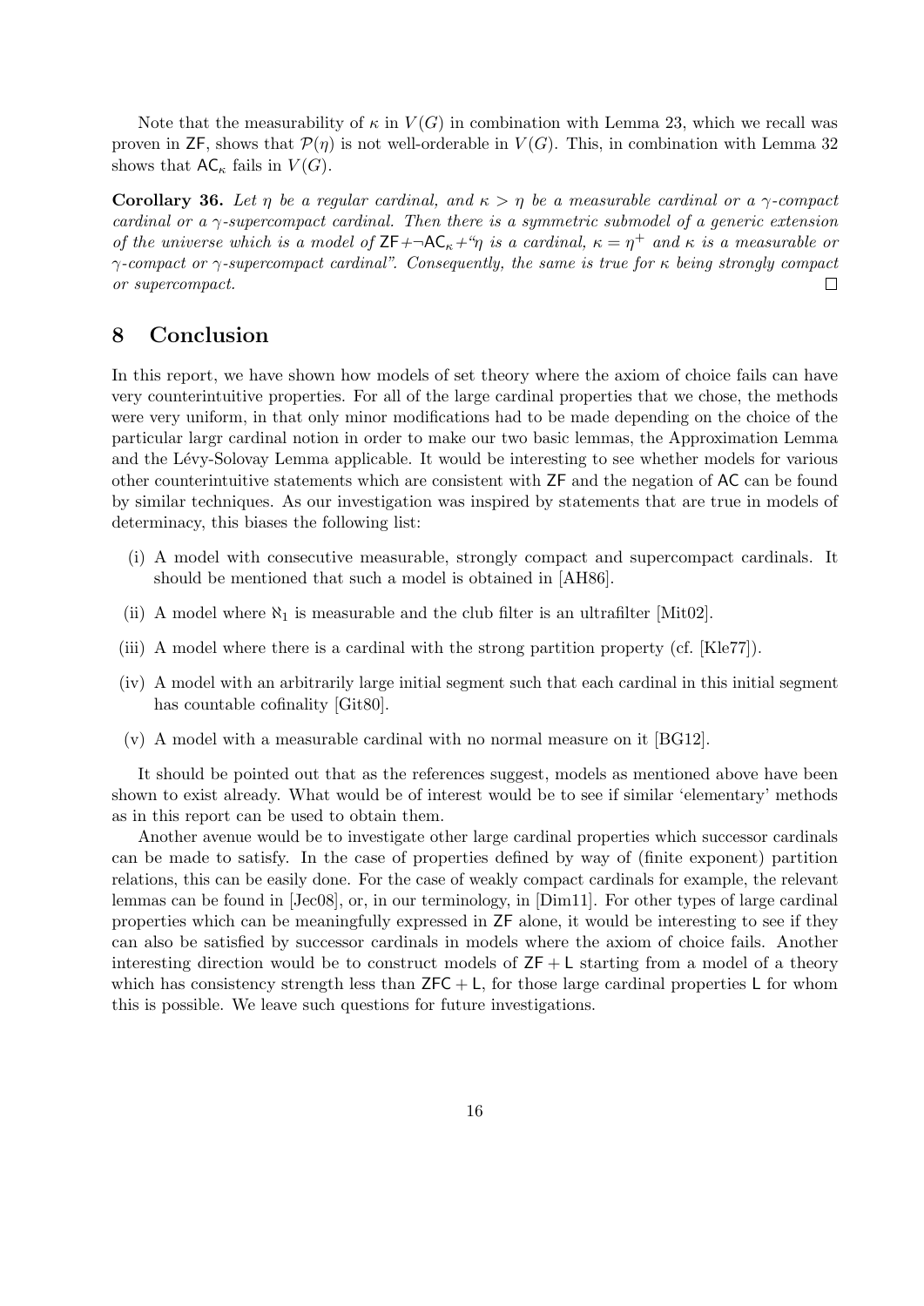Note that the measurability of $\kappa$ in $V(G)$ in combination with Lemma 23, which we recall was proven in $\mathsf{ZF}$, shows that $\mathcal{P}(\eta)$ is not well-orderable in $V(G)$. This, in combination with Lemma 32 shows that $\mathsf{AC}_\kappa$ fails in $V(G)$.

**Corollary 36.** *Let $\eta$ be a regular cardinal, and $\kappa > \eta$ be a measurable cardinal or a $\gamma$-compact cardinal or a $\gamma$-supercompact cardinal. Then there is a symmetric submodel of a generic extension of the universe which is a model of $\mathsf{ZF} + \neg\mathsf{AC}_\kappa +$ "$\eta$ is a cardinal, $\kappa = \eta^+$ and $\kappa$ is a measurable or $\gamma$-compact or $\gamma$-supercompact cardinal". Consequently, the same is true for $\kappa$ being strongly compact or supercompact.* □

## 8 Conclusion

In this report, we have shown how models of set theory where the axiom of choice fails can have very counterintuitive properties. For all of the large cardinal properties that we chose, the methods were very uniform, in that only minor modifications had to be made depending on the choice of the particular largr cardinal notion in order to make our two basic lemmas, the Approximation Lemma and the Lévy-Solovay Lemma applicable. It would be interesting to see whether models for various other counterintuitive statements which are consistent with $\mathsf{ZF}$ and the negation of $\mathsf{AC}$ can be found by similar techniques. As our investigation was inspired by statements that are true in models of determinacy, this biases the following list:

(i) A model with consecutive measurable, strongly compact and supercompact cardinals. It should be mentioned that such a model is obtained in [AH86].

(ii) A model where $\aleph_1$ is measurable and the club filter is an ultrafilter [Mit02].

(iii) A model where there is a cardinal with the strong partition property (cf. [Kle77]).

(iv) A model with an arbitrarily large initial segment such that each cardinal in this initial segment has countable cofinality [Git80].

(v) A model with a measurable cardinal with no normal measure on it [BG12].

It should be pointed out that as the references suggest, models as mentioned above have been shown to exist already. What would be of interest would be to see if similar 'elementary' methods as in this report can be used to obtain them.

Another avenue would be to investigate other large cardinal properties which successor cardinals can be made to satisfy. In the case of properties defined by way of (finite exponent) partition relations, this can be easily done. For the case of weakly compact cardinals for example, the relevant lemmas can be found in [Jec08], or, in our terminology, in [Dim11]. For other types of large cardinal properties which can be meaningfully expressed in $\mathsf{ZF}$ alone, it would be interesting to see if they can also be satisfied by successor cardinals in models where the axiom of choice fails. Another interesting direction would be to construct models of $\mathsf{ZF} + \mathsf{L}$ starting from a model of a theory which has consistency strength less than $\mathsf{ZFC} + \mathsf{L}$, for those large cardinal properties $\mathsf{L}$ for whom this is possible. We leave such questions for future investigations.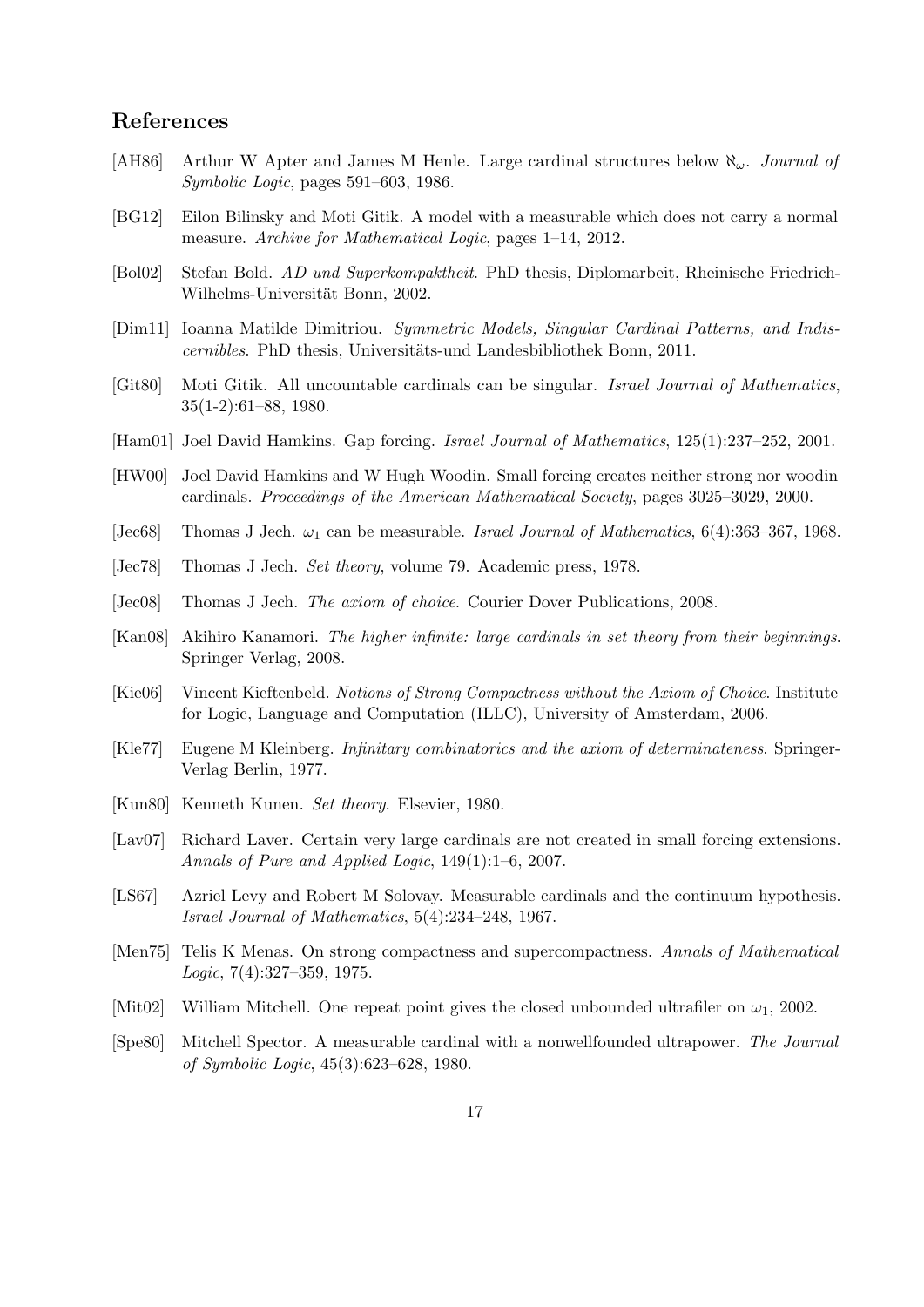## References

[AH86] Arthur W Apter and James M Henle. Large cardinal structures below $\aleph_\omega$. *Journal of Symbolic Logic*, pages 591–603, 1986.

[BG12] Eilon Bilinsky and Moti Gitik. A model with a measurable which does not carry a normal measure. *Archive for Mathematical Logic*, pages 1–14, 2012.

[Bol02] Stefan Bold. *AD und Superkompaktheit*. PhD thesis, Diplomarbeit, Rheinische Friedrich-Wilhelms-Universität Bonn, 2002.

[Dim11] Ioanna Matilde Dimitriou. *Symmetric Models, Singular Cardinal Patterns, and Indiscernibles*. PhD thesis, Universitäts-und Landesbibliothek Bonn, 2011.

[Git80] Moti Gitik. All uncountable cardinals can be singular. *Israel Journal of Mathematics*, 35(1-2):61–88, 1980.

[Ham01] Joel David Hamkins. Gap forcing. *Israel Journal of Mathematics*, 125(1):237–252, 2001.

[HW00] Joel David Hamkins and W Hugh Woodin. Small forcing creates neither strong nor woodin cardinals. *Proceedings of the American Mathematical Society*, pages 3025–3029, 2000.

[Jec68] Thomas J Jech. $\omega_1$ can be measurable. *Israel Journal of Mathematics*, 6(4):363–367, 1968.

[Jec78] Thomas J Jech. *Set theory*, volume 79. Academic press, 1978.

[Jec08] Thomas J Jech. *The axiom of choice*. Courier Dover Publications, 2008.

[Kan08] Akihiro Kanamori. *The higher infinite: large cardinals in set theory from their beginnings*. Springer Verlag, 2008.

[Kie06] Vincent Kieftenbeld. *Notions of Strong Compactness without the Axiom of Choice*. Institute for Logic, Language and Computation (ILLC), University of Amsterdam, 2006.

[Kle77] Eugene M Kleinberg. *Infinitary combinatorics and the axiom of determinateness*. Springer-Verlag Berlin, 1977.

[Kun80] Kenneth Kunen. *Set theory*. Elsevier, 1980.

[Lav07] Richard Laver. Certain very large cardinals are not created in small forcing extensions. *Annals of Pure and Applied Logic*, 149(1):1–6, 2007.

[LS67] Azriel Levy and Robert M Solovay. Measurable cardinals and the continuum hypothesis. *Israel Journal of Mathematics*, 5(4):234–248, 1967.

[Men75] Telis K Menas. On strong compactness and supercompactness. *Annals of Mathematical Logic*, 7(4):327–359, 1975.

[Mit02] William Mitchell. One repeat point gives the closed unbounded ultrafiler on $\omega_1$, 2002.

[Spe80] Mitchell Spector. A measurable cardinal with a nonwellfounded ultrapower. *The Journal of Symbolic Logic*, 45(3):623–628, 1980.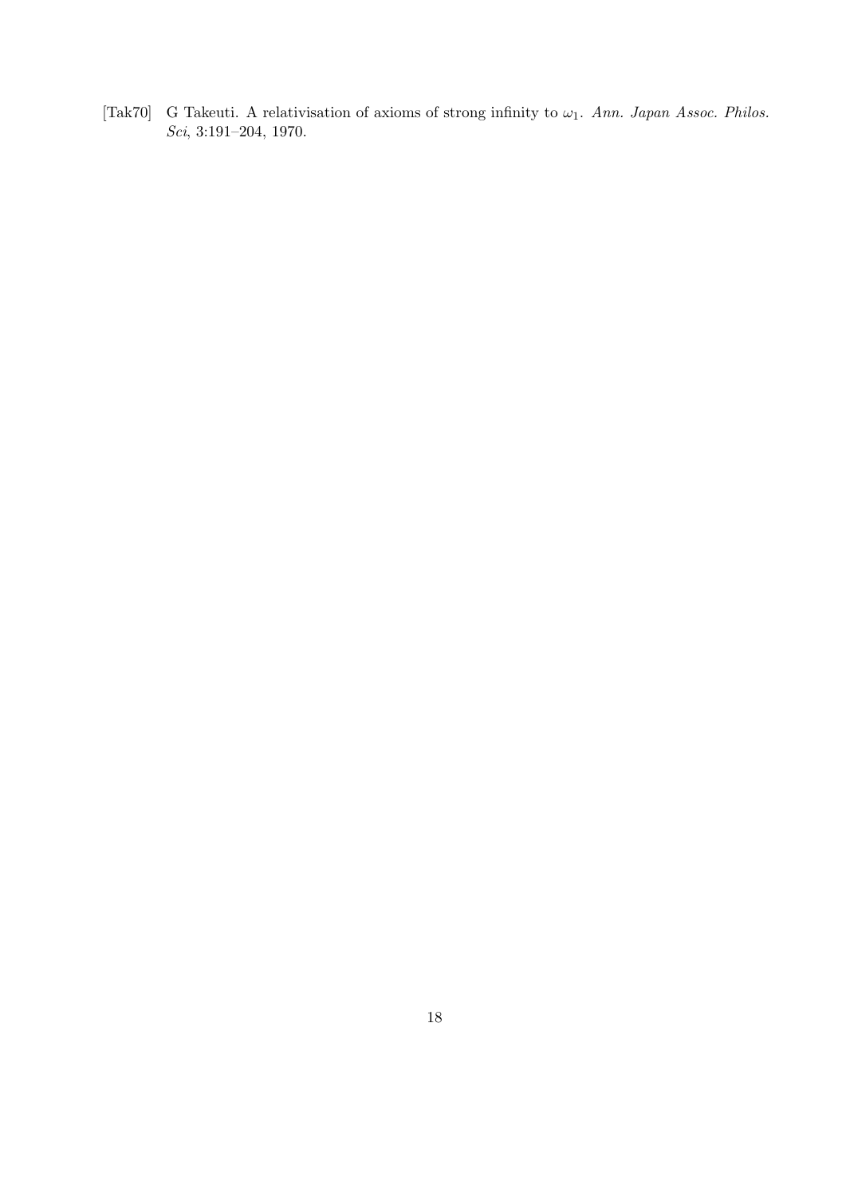[Tak70] G Takeuti. A relativisation of axioms of strong infinity to $\omega_1$. *Ann. Japan Assoc. Philos. Sci*, 3:191–204, 1970.